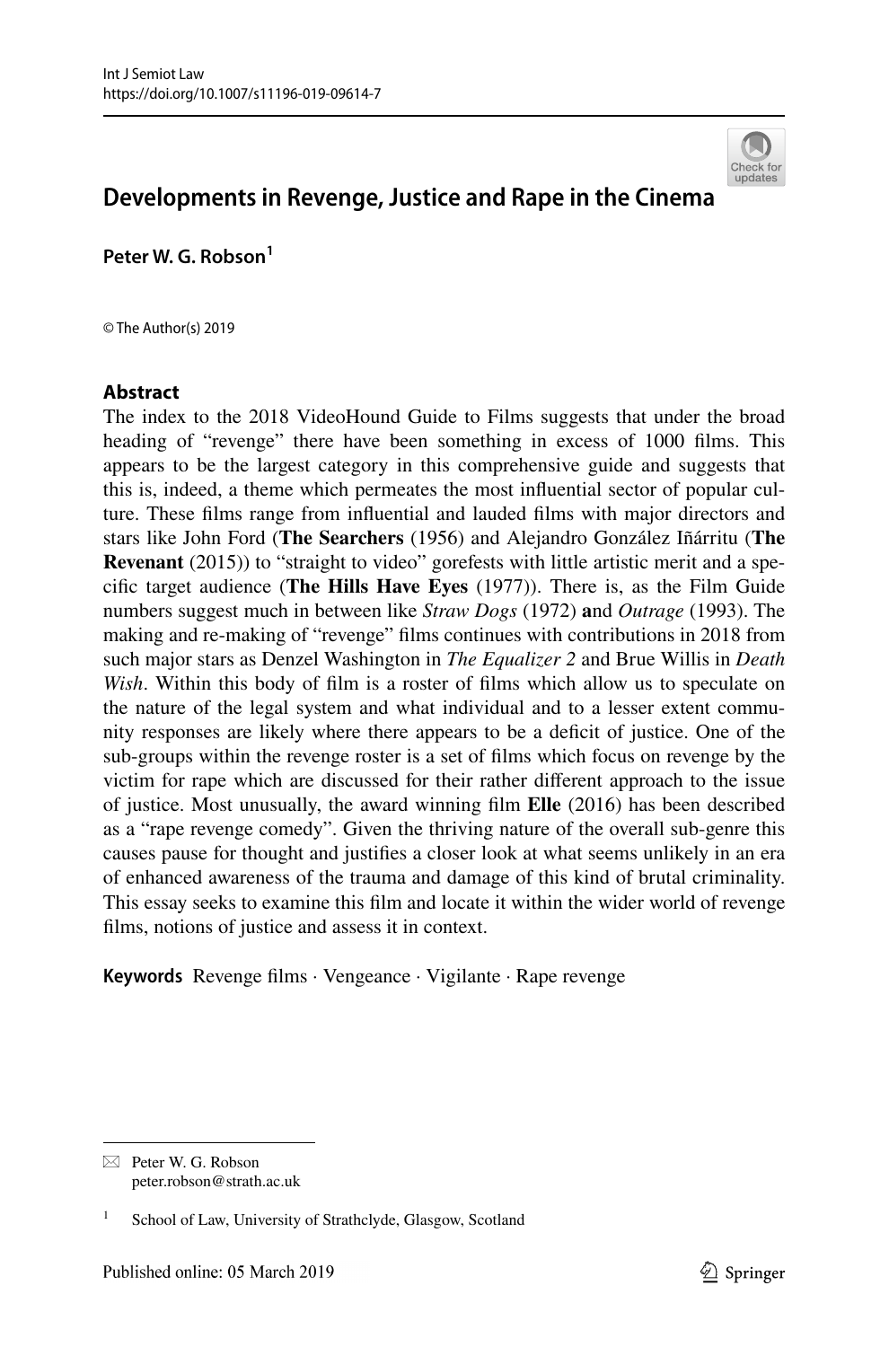# Developments in Revenge, Justice and Rape in the Cinema

**Peter W. G. Robson**[1]

© The Author(s) 2019

## Abstract

The index to the 2018 VideoHound Guide to Films suggests that under the broad heading of "revenge" there have been something in excess of 1000 films. This appears to be the largest category in this comprehensive guide and suggests that this is, indeed, a theme which permeates the most influential sector of popular culture. These films range from influential and lauded films with major directors and stars like John Ford (**The Searchers** (1956) and Alejandro González Iñárritu (**The Revenant** (2015)) to "straight to video" gorefests with little artistic merit and a specific target audience (**The Hills Have Eyes** (1977)). There is, as the Film Guide numbers suggest much in between like *Straw Dogs* (1972) **a**nd *Outrage* (1993). The making and re-making of "revenge" films continues with contributions in 2018 from such major stars as Denzel Washington in *The Equalizer 2* and Brue Willis in *Death Wish*. Within this body of film is a roster of films which allow us to speculate on the nature of the legal system and what individual and to a lesser extent community responses are likely where there appears to be a deficit of justice. One of the sub-groups within the revenge roster is a set of films which focus on revenge by the victim for rape which are discussed for their rather different approach to the issue of justice. Most unusually, the award winning film **Elle** (2016) has been described as a "rape revenge comedy". Given the thriving nature of the overall sub-genre this causes pause for thought and justifies a closer look at what seems unlikely in an era of enhanced awareness of the trauma and damage of this kind of brutal criminality. This essay seeks to examine this film and locate it within the wider world of revenge films, notions of justice and assess it in context.

**Keywords** Revenge films · Vengeance · Vigilante · Rape revenge

---

✉ Peter W. G. Robson
peter.robson@strath.ac.uk

[1] School of Law, University of Strathclyde, Glasgow, Scotland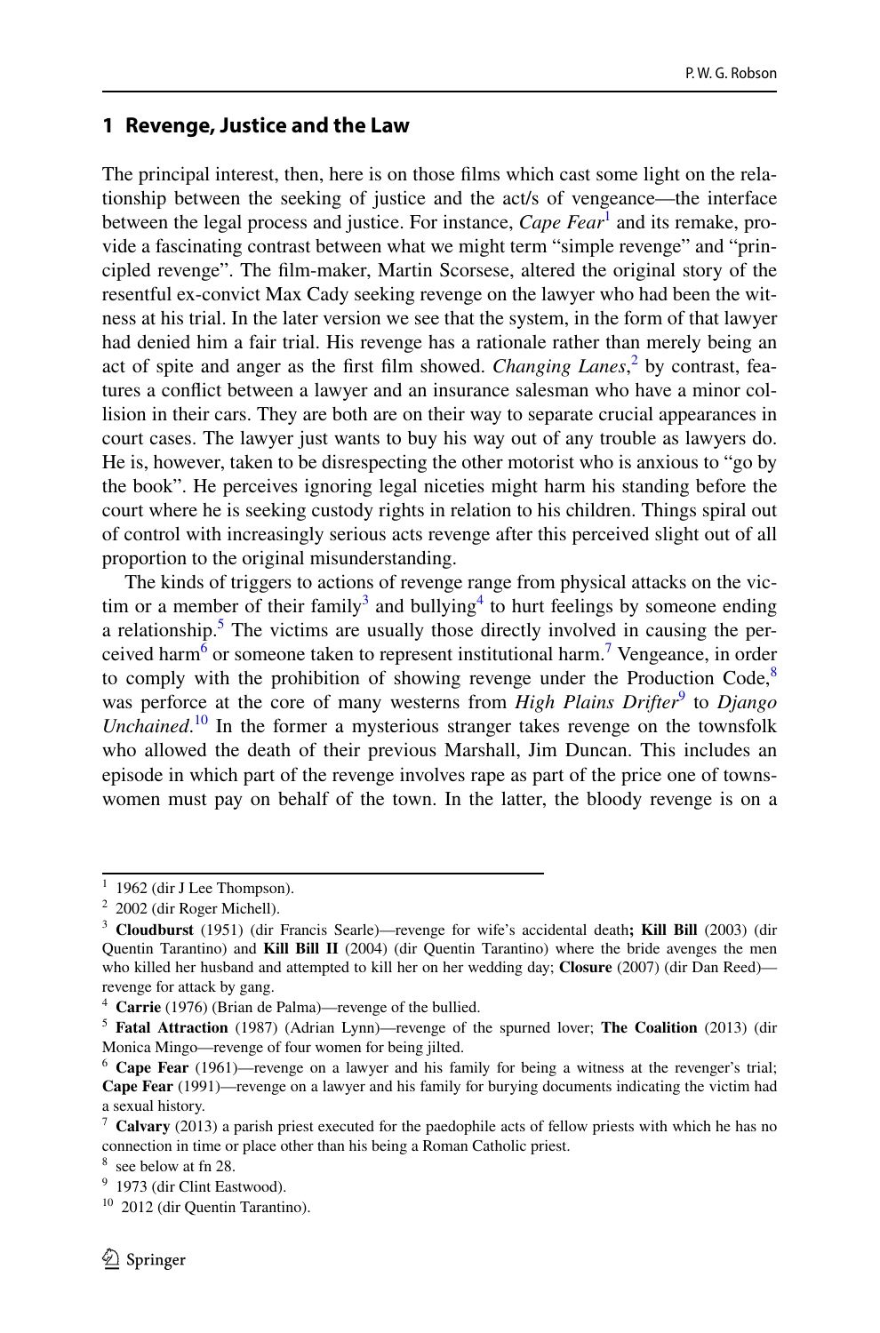## 1 Revenge, Justice and the Law

The principal interest, then, here is on those films which cast some light on the relationship between the seeking of justice and the act/s of vengeance—the interface between the legal process and justice. For instance, *Cape Fear*[1] and its remake, provide a fascinating contrast between what we might term "simple revenge" and "principled revenge". The film-maker, Martin Scorsese, altered the original story of the resentful ex-convict Max Cady seeking revenge on the lawyer who had been the witness at his trial. In the later version we see that the system, in the form of that lawyer had denied him a fair trial. His revenge has a rationale rather than merely being an act of spite and anger as the first film showed. *Changing Lanes*,[2] by contrast, features a conflict between a lawyer and an insurance salesman who have a minor collision in their cars. They are both are on their way to separate crucial appearances in court cases. The lawyer just wants to buy his way out of any trouble as lawyers do. He is, however, taken to be disrespecting the other motorist who is anxious to "go by the book". He perceives ignoring legal niceties might harm his standing before the court where he is seeking custody rights in relation to his children. Things spiral out of control with increasingly serious acts revenge after this perceived slight out of all proportion to the original misunderstanding.

The kinds of triggers to actions of revenge range from physical attacks on the victim or a member of their family[3] and bullying[4] to hurt feelings by someone ending a relationship.[5] The victims are usually those directly involved in causing the perceived harm[6] or someone taken to represent institutional harm.[7] Vengeance, in order to comply with the prohibition of showing revenge under the Production Code,[8] was perforce at the core of many westerns from *High Plains Drifter*[9] to *Django Unchained*.[10] In the former a mysterious stranger takes revenge on the townsfolk who allowed the death of their previous Marshall, Jim Duncan. This includes an episode in which part of the revenge involves rape as part of the price one of townswomen must pay on behalf of the town. In the latter, the bloody revenge is on a

---

[1] 1962 (dir J Lee Thompson).

[2] 2002 (dir Roger Michell).

[3] **Cloudburst** (1951) (dir Francis Searle)—revenge for wife's accidental death**; Kill Bill** (2003) (dir Quentin Tarantino) and **Kill Bill II** (2004) (dir Quentin Tarantino) where the bride avenges the men who killed her husband and attempted to kill her on her wedding day; **Closure** (2007) (dir Dan Reed)—revenge for attack by gang.

[4] **Carrie** (1976) (Brian de Palma)—revenge of the bullied.

[5] **Fatal Attraction** (1987) (Adrian Lynn)—revenge of the spurned lover; **The Coalition** (2013) (dir Monica Mingo—revenge of four women for being jilted.

[6] **Cape Fear** (1961)—revenge on a lawyer and his family for being a witness at the revenger's trial; **Cape Fear** (1991)—revenge on a lawyer and his family for burying documents indicating the victim had a sexual history.

[7] **Calvary** (2013) a parish priest executed for the paedophile acts of fellow priests with which he has no connection in time or place other than his being a Roman Catholic priest.

[8] see below at fn 28.

[9] 1973 (dir Clint Eastwood).

[10] 2012 (dir Quentin Tarantino).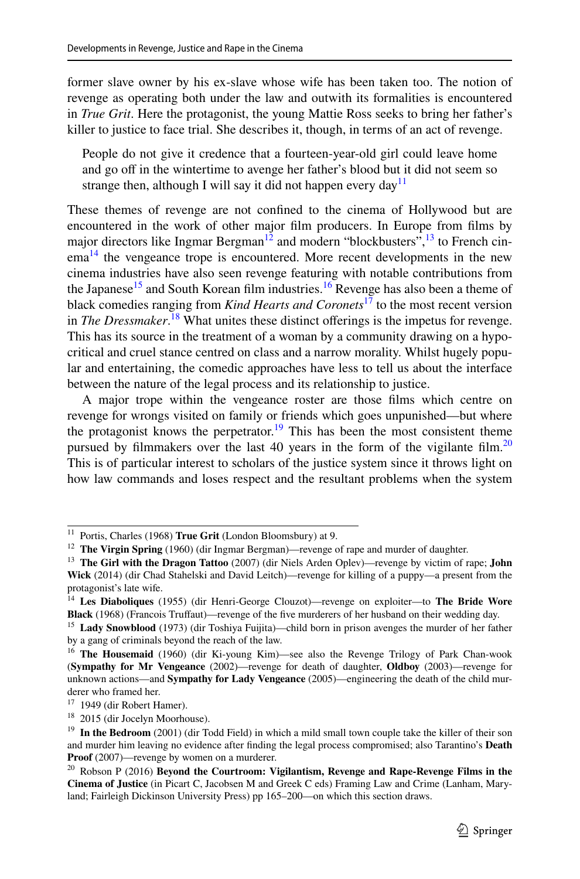former slave owner by his ex-slave whose wife has been taken too. The notion of revenge as operating both under the law and outwith its formalities is encountered in *True Grit*. Here the protagonist, the young Mattie Ross seeks to bring her father's killer to justice to face trial. She describes it, though, in terms of an act of revenge.

> People do not give it credence that a fourteen-year-old girl could leave home and go off in the wintertime to avenge her father's blood but it did not seem so strange then, although I will say it did not happen every day[11]

These themes of revenge are not confined to the cinema of Hollywood but are encountered in the work of other major film producers. In Europe from films by major directors like Ingmar Bergman[12] and modern "blockbusters",[13] to French cinema[14] the vengeance trope is encountered. More recent developments in the new cinema industries have also seen revenge featuring with notable contributions from the Japanese[15] and South Korean film industries.[16] Revenge has also been a theme of black comedies ranging from *Kind Hearts and Coronets*[17] to the most recent version in *The Dressmaker*.[18] What unites these distinct offerings is the impetus for revenge. This has its source in the treatment of a woman by a community drawing on a hypocritical and cruel stance centred on class and a narrow morality. Whilst hugely popular and entertaining, the comedic approaches have less to tell us about the interface between the nature of the legal process and its relationship to justice.

A major trope within the vengeance roster are those films which centre on revenge for wrongs visited on family or friends which goes unpunished—but where the protagonist knows the perpetrator.[19] This has been the most consistent theme pursued by filmmakers over the last 40 years in the form of the vigilante film.[20] This is of particular interest to scholars of the justice system since it throws light on how law commands and loses respect and the resultant problems when the system

---

[11] Portis, Charles (1968) **True Grit** (London Bloomsbury) at 9.

[12] **The Virgin Spring** (1960) (dir Ingmar Bergman)—revenge of rape and murder of daughter.

[13] **The Girl with the Dragon Tattoo** (2007) (dir Niels Arden Oplev)—revenge by victim of rape; **John Wick** (2014) (dir Chad Stahelski and David Leitch)—revenge for killing of a puppy—a present from the protagonist's late wife.

[14] **Les Diaboliques** (1955) (dir Henri-George Clouzot)—revenge on exploiter—to **The Bride Wore Black** (1968) (Francois Truffaut)—revenge of the five murderers of her husband on their wedding day.

[15] **Lady Snowblood** (1973) (dir Toshiya Fuijita)—child born in prison avenges the murder of her father by a gang of criminals beyond the reach of the law.

[16] **The Housemaid** (1960) (dir Ki-young Kim)—see also the Revenge Trilogy of Park Chan-wook (**Sympathy for Mr Vengeance** (2002)—revenge for death of daughter, **Oldboy** (2003)—revenge for unknown actions—and **Sympathy for Lady Vengeance** (2005)—engineering the death of the child murderer who framed her.

[17] 1949 (dir Robert Hamer).

[18] 2015 (dir Jocelyn Moorhouse).

[19] **In the Bedroom** (2001) (dir Todd Field) in which a mild small town couple take the killer of their son and murder him leaving no evidence after finding the legal process compromised; also Tarantino's **Death Proof** (2007)—revenge by women on a murderer.

[20] Robson P (2016) **Beyond the Courtroom: Vigilantism, Revenge and Rape-Revenge Films in the Cinema of Justice** (in Picart C, Jacobsen M and Greek C eds) Framing Law and Crime (Lanham, Maryland; Fairleigh Dickinson University Press) pp 165–200—on which this section draws.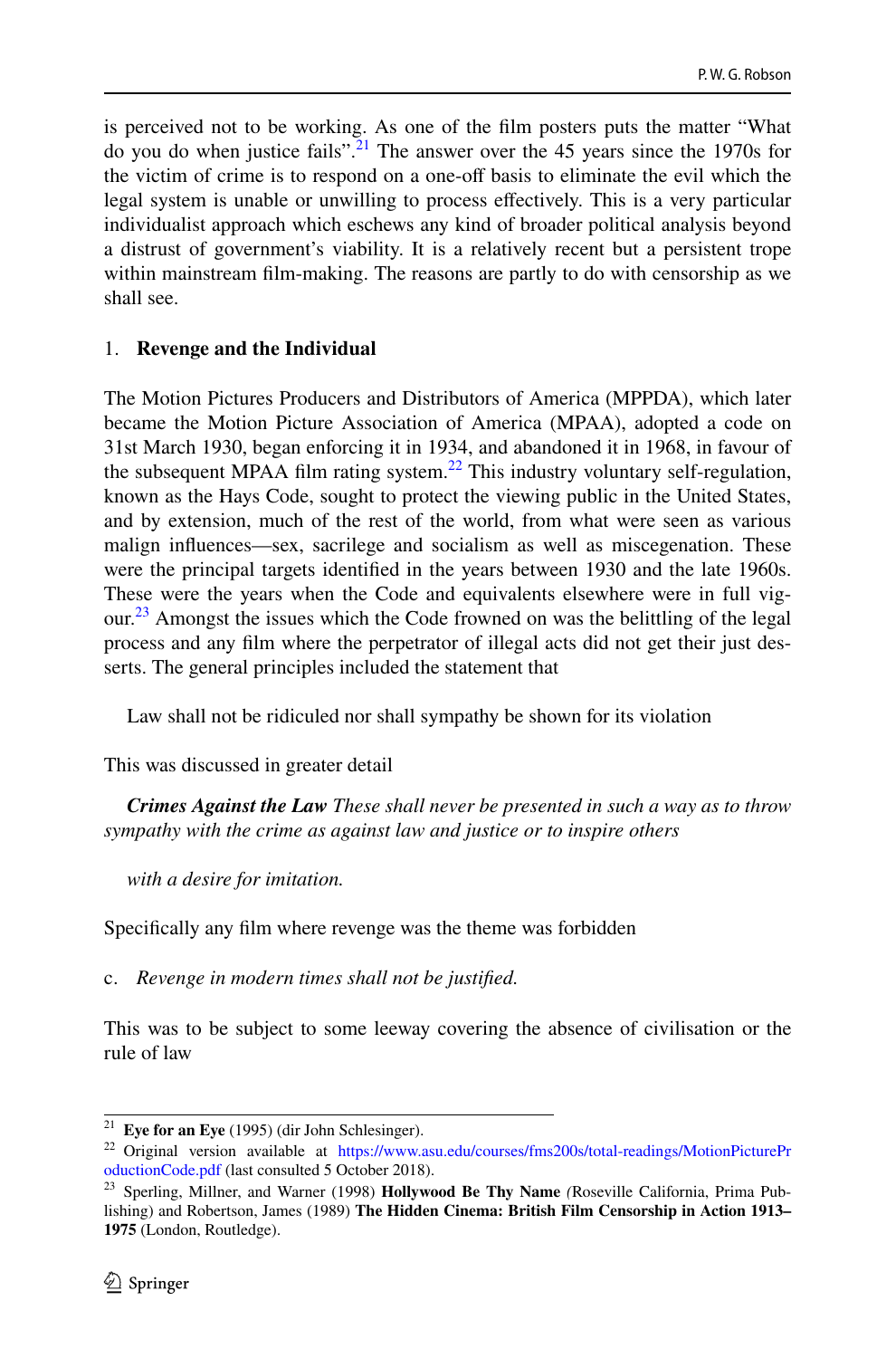is perceived not to be working. As one of the film posters puts the matter "What do you do when justice fails".[21] The answer over the 45 years since the 1970s for the victim of crime is to respond on a one-off basis to eliminate the evil which the legal system is unable or unwilling to process effectively. This is a very particular individualist approach which eschews any kind of broader political analysis beyond a distrust of government's viability. It is a relatively recent but a persistent trope within mainstream film-making. The reasons are partly to do with censorship as we shall see.

## 1. Revenge and the Individual

The Motion Pictures Producers and Distributors of America (MPPDA), which later became the Motion Picture Association of America (MPAA), adopted a code on 31st March 1930, began enforcing it in 1934, and abandoned it in 1968, in favour of the subsequent MPAA film rating system.[22] This industry voluntary self-regulation, known as the Hays Code, sought to protect the viewing public in the United States, and by extension, much of the rest of the world, from what were seen as various malign influences—sex, sacrilege and socialism as well as miscegenation. These were the principal targets identified in the years between 1930 and the late 1960s. These were the years when the Code and equivalents elsewhere were in full vigour.[23] Amongst the issues which the Code frowned on was the belittling of the legal process and any film where the perpetrator of illegal acts did not get their just desserts. The general principles included the statement that

> Law shall not be ridiculed nor shall sympathy be shown for its violation

This was discussed in greater detail

> ***Crimes Against the Law*** *These shall never be presented in such a way as to throw sympathy with the crime as against law and justice or to inspire others*
>
> *with a desire for imitation.*

Specifically any film where revenge was the theme was forbidden

> c. *Revenge in modern times shall not be justified.*

This was to be subject to some leeway covering the absence of civilisation or the rule of law

---

[21] **Eye for an Eye** (1995) (dir John Schlesinger).

[22] Original version available at https://www.asu.edu/courses/fms200s/total-readings/MotionPictureProductionCode.pdf (last consulted 5 October 2018).

[23] Sperling, Millner, and Warner (1998) **Hollywood Be Thy Name** *(*Roseville California, Prima Publishing) and Robertson, James (1989) **The Hidden Cinema: British Film Censorship in Action 1913–1975** (London, Routledge).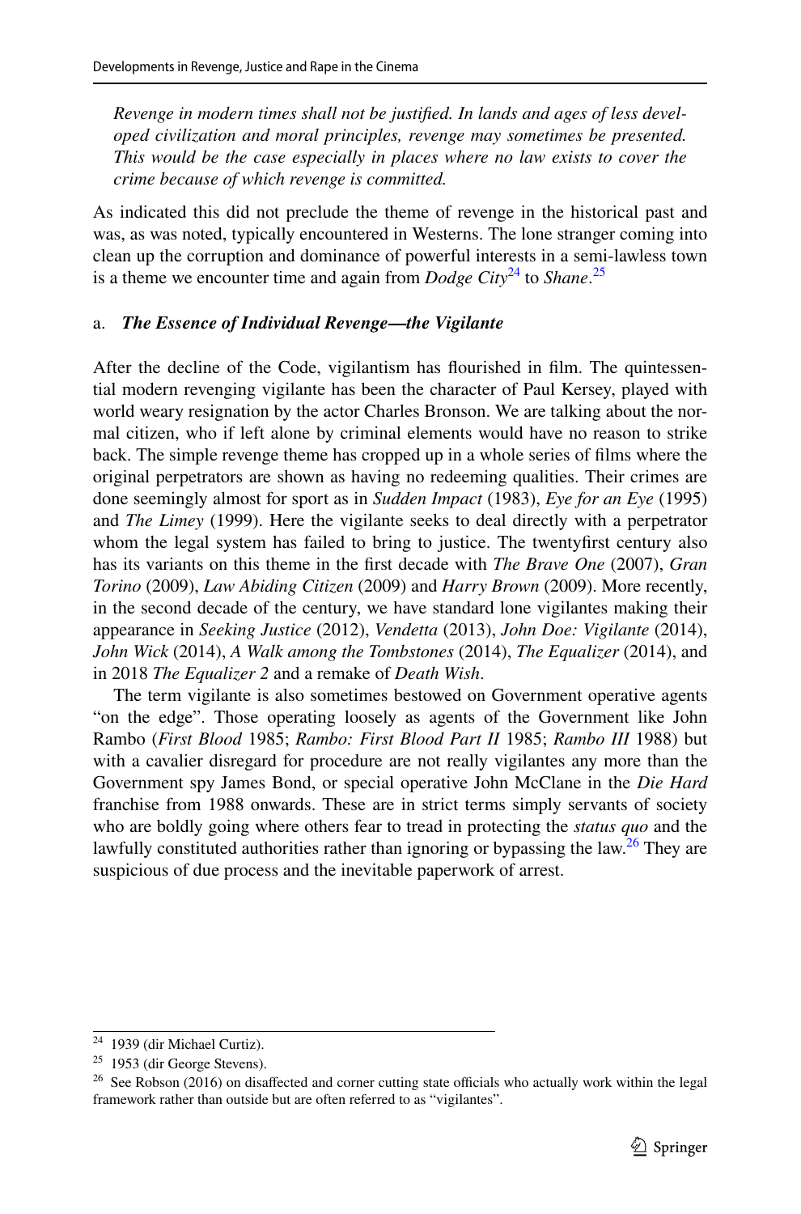*Revenge in modern times shall not be justified. In lands and ages of less developed civilization and moral principles, revenge may sometimes be presented. This would be the case especially in places where no law exists to cover the crime because of which revenge is committed.*

As indicated this did not preclude the theme of revenge in the historical past and was, as was noted, typically encountered in Westerns. The lone stranger coming into clean up the corruption and dominance of powerful interests in a semi-lawless town is a theme we encounter time and again from *Dodge City*[24] to *Shane*.[25]

### a. *The Essence of Individual Revenge—the Vigilante*

After the decline of the Code, vigilantism has flourished in film. The quintessential modern revenging vigilante has been the character of Paul Kersey, played with world weary resignation by the actor Charles Bronson. We are talking about the normal citizen, who if left alone by criminal elements would have no reason to strike back. The simple revenge theme has cropped up in a whole series of films where the original perpetrators are shown as having no redeeming qualities. Their crimes are done seemingly almost for sport as in *Sudden Impact* (1983), *Eye for an Eye* (1995) and *The Limey* (1999). Here the vigilante seeks to deal directly with a perpetrator whom the legal system has failed to bring to justice. The twentyfirst century also has its variants on this theme in the first decade with *The Brave One* (2007), *Gran Torino* (2009), *Law Abiding Citizen* (2009) and *Harry Brown* (2009). More recently, in the second decade of the century, we have standard lone vigilantes making their appearance in *Seeking Justice* (2012), *Vendetta* (2013), *John Doe: Vigilante* (2014), *John Wick* (2014), *A Walk among the Tombstones* (2014), *The Equalizer* (2014), and in 2018 *The Equalizer 2* and a remake of *Death Wish*.

The term vigilante is also sometimes bestowed on Government operative agents "on the edge". Those operating loosely as agents of the Government like John Rambo (*First Blood* 1985; *Rambo: First Blood Part II* 1985; *Rambo III* 1988) but with a cavalier disregard for procedure are not really vigilantes any more than the Government spy James Bond, or special operative John McClane in the *Die Hard* franchise from 1988 onwards. These are in strict terms simply servants of society who are boldly going where others fear to tread in protecting the *status quo* and the lawfully constituted authorities rather than ignoring or bypassing the law.[26] They are suspicious of due process and the inevitable paperwork of arrest.

---

[24] 1939 (dir Michael Curtiz).

[25] 1953 (dir George Stevens).

[26] See Robson (2016) on disaffected and corner cutting state officials who actually work within the legal framework rather than outside but are often referred to as "vigilantes".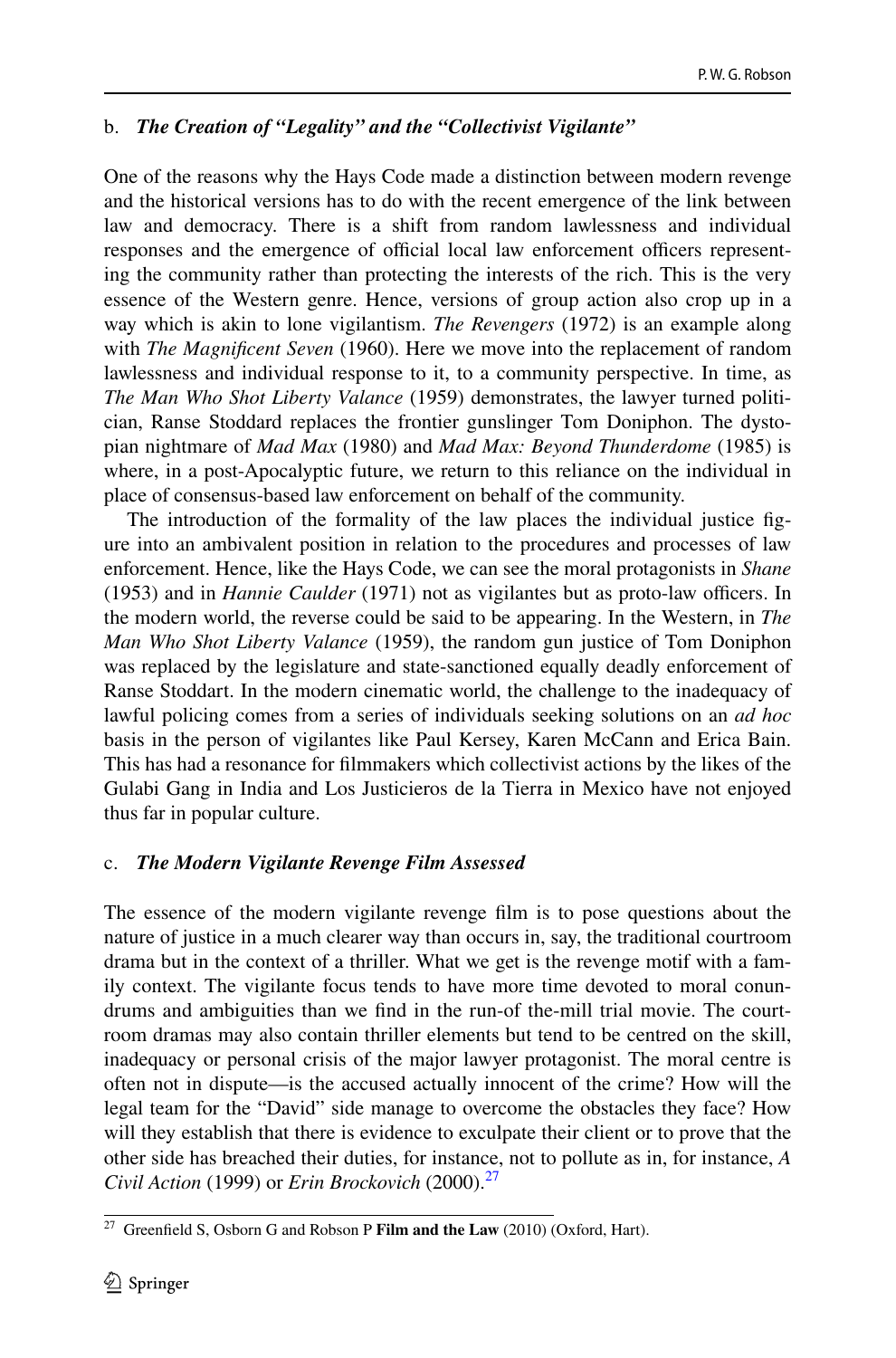### b. *The Creation of "Legality" and the "Collectivist Vigilante"*

One of the reasons why the Hays Code made a distinction between modern revenge and the historical versions has to do with the recent emergence of the link between law and democracy. There is a shift from random lawlessness and individual responses and the emergence of official local law enforcement officers representing the community rather than protecting the interests of the rich. This is the very essence of the Western genre. Hence, versions of group action also crop up in a way which is akin to lone vigilantism. *The Revengers* (1972) is an example along with *The Magnificent Seven* (1960). Here we move into the replacement of random lawlessness and individual response to it, to a community perspective. In time, as *The Man Who Shot Liberty Valance* (1959) demonstrates, the lawyer turned politician, Ranse Stoddard replaces the frontier gunslinger Tom Doniphon. The dystopian nightmare of *Mad Max* (1980) and *Mad Max: Beyond Thunderdome* (1985) is where, in a post-Apocalyptic future, we return to this reliance on the individual in place of consensus-based law enforcement on behalf of the community.

The introduction of the formality of the law places the individual justice figure into an ambivalent position in relation to the procedures and processes of law enforcement. Hence, like the Hays Code, we can see the moral protagonists in *Shane* (1953) and in *Hannie Caulder* (1971) not as vigilantes but as proto-law officers. In the modern world, the reverse could be said to be appearing. In the Western, in *The Man Who Shot Liberty Valance* (1959), the random gun justice of Tom Doniphon was replaced by the legislature and state-sanctioned equally deadly enforcement of Ranse Stoddart. In the modern cinematic world, the challenge to the inadequacy of lawful policing comes from a series of individuals seeking solutions on an *ad hoc* basis in the person of vigilantes like Paul Kersey, Karen McCann and Erica Bain. This has had a resonance for filmmakers which collectivist actions by the likes of the Gulabi Gang in India and Los Justicieros de la Tierra in Mexico have not enjoyed thus far in popular culture.

### c. *The Modern Vigilante Revenge Film Assessed*

The essence of the modern vigilante revenge film is to pose questions about the nature of justice in a much clearer way than occurs in, say, the traditional courtroom drama but in the context of a thriller. What we get is the revenge motif with a family context. The vigilante focus tends to have more time devoted to moral conundrums and ambiguities than we find in the run-of the-mill trial movie. The courtroom dramas may also contain thriller elements but tend to be centred on the skill, inadequacy or personal crisis of the major lawyer protagonist. The moral centre is often not in dispute—is the accused actually innocent of the crime? How will the legal team for the "David" side manage to overcome the obstacles they face? How will they establish that there is evidence to exculpate their client or to prove that the other side has breached their duties, for instance, not to pollute as in, for instance, *A Civil Action* (1999) or *Erin Brockovich* (2000).[27]

---

[27] Greenfield S, Osborn G and Robson P **Film and the Law** (2010) (Oxford, Hart).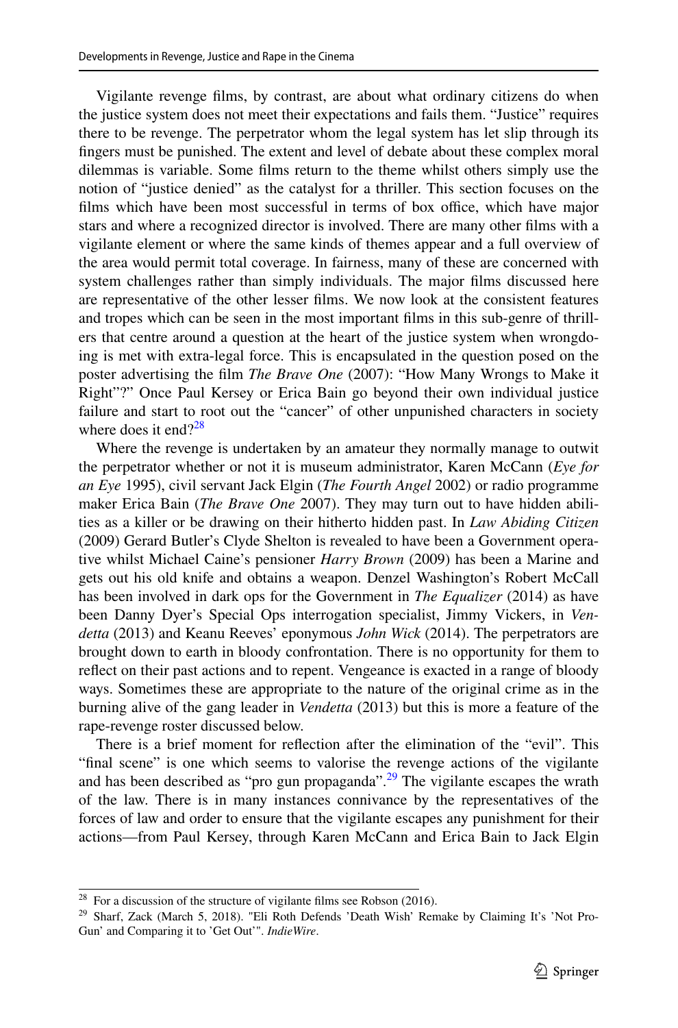Vigilante revenge films, by contrast, are about what ordinary citizens do when the justice system does not meet their expectations and fails them. "Justice" requires there to be revenge. The perpetrator whom the legal system has let slip through its fingers must be punished. The extent and level of debate about these complex moral dilemmas is variable. Some films return to the theme whilst others simply use the notion of "justice denied" as the catalyst for a thriller. This section focuses on the films which have been most successful in terms of box office, which have major stars and where a recognized director is involved. There are many other films with a vigilante element or where the same kinds of themes appear and a full overview of the area would permit total coverage. In fairness, many of these are concerned with system challenges rather than simply individuals. The major films discussed here are representative of the other lesser films. We now look at the consistent features and tropes which can be seen in the most important films in this sub-genre of thrillers that centre around a question at the heart of the justice system when wrongdoing is met with extra-legal force. This is encapsulated in the question posed on the poster advertising the film *The Brave One* (2007): "How Many Wrongs to Make it Right"?" Once Paul Kersey or Erica Bain go beyond their own individual justice failure and start to root out the "cancer" of other unpunished characters in society where does it end?[28]

Where the revenge is undertaken by an amateur they normally manage to outwit the perpetrator whether or not it is museum administrator, Karen McCann (*Eye for an Eye* 1995), civil servant Jack Elgin (*The Fourth Angel* 2002) or radio programme maker Erica Bain (*The Brave One* 2007). They may turn out to have hidden abilities as a killer or be drawing on their hitherto hidden past. In *Law Abiding Citizen* (2009) Gerard Butler's Clyde Shelton is revealed to have been a Government operative whilst Michael Caine's pensioner *Harry Brown* (2009) has been a Marine and gets out his old knife and obtains a weapon. Denzel Washington's Robert McCall has been involved in dark ops for the Government in *The Equalizer* (2014) as have been Danny Dyer's Special Ops interrogation specialist, Jimmy Vickers, in *Vendetta* (2013) and Keanu Reeves' eponymous *John Wick* (2014). The perpetrators are brought down to earth in bloody confrontation. There is no opportunity for them to reflect on their past actions and to repent. Vengeance is exacted in a range of bloody ways. Sometimes these are appropriate to the nature of the original crime as in the burning alive of the gang leader in *Vendetta* (2013) but this is more a feature of the rape-revenge roster discussed below.

There is a brief moment for reflection after the elimination of the "evil". This "final scene" is one which seems to valorise the revenge actions of the vigilante and has been described as "pro gun propaganda".[29] The vigilante escapes the wrath of the law. There is in many instances connivance by the representatives of the forces of law and order to ensure that the vigilante escapes any punishment for their actions—from Paul Kersey, through Karen McCann and Erica Bain to Jack Elgin

---

[28] For a discussion of the structure of vigilante films see Robson (2016).

[29] Sharf, Zack (March 5, 2018). "Eli Roth Defends 'Death Wish' Remake by Claiming It's 'Not Pro-Gun' and Comparing it to 'Get Out'". *IndieWire*.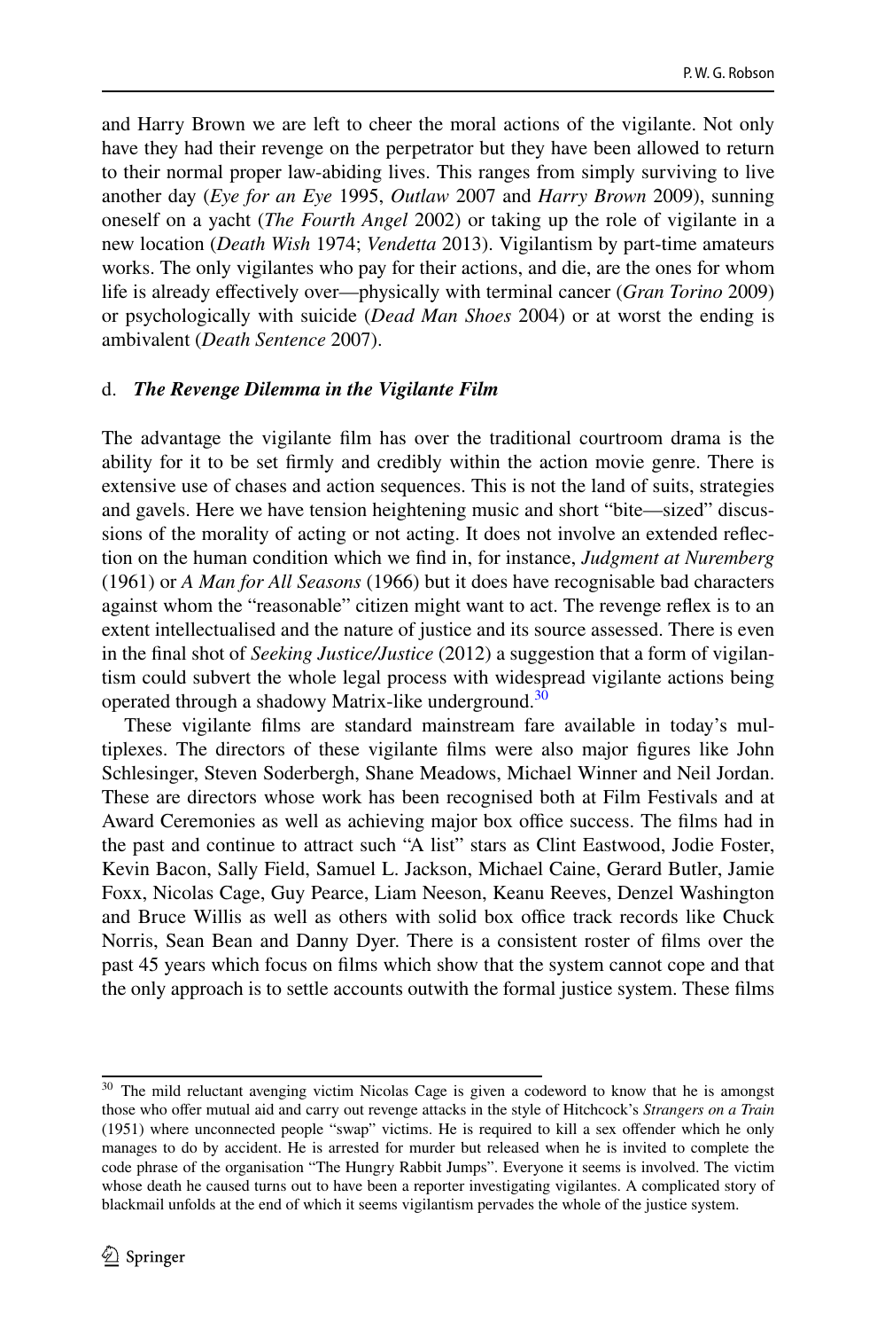and Harry Brown we are left to cheer the moral actions of the vigilante. Not only have they had their revenge on the perpetrator but they have been allowed to return to their normal proper law-abiding lives. This ranges from simply surviving to live another day (*Eye for an Eye* 1995, *Outlaw* 2007 and *Harry Brown* 2009), sunning oneself on a yacht (*The Fourth Angel* 2002) or taking up the role of vigilante in a new location (*Death Wish* 1974; *Vendetta* 2013). Vigilantism by part-time amateurs works. The only vigilantes who pay for their actions, and die, are the ones for whom life is already effectively over—physically with terminal cancer (*Gran Torino* 2009) or psychologically with suicide (*Dead Man Shoes* 2004) or at worst the ending is ambivalent (*Death Sentence* 2007).

d. ***The Revenge Dilemma in the Vigilante Film***

The advantage the vigilante film has over the traditional courtroom drama is the ability for it to be set firmly and credibly within the action movie genre. There is extensive use of chases and action sequences. This is not the land of suits, strategies and gavels. Here we have tension heightening music and short "bite—sized" discussions of the morality of acting or not acting. It does not involve an extended reflection on the human condition which we find in, for instance, *Judgment at Nuremberg* (1961) or *A Man for All Seasons* (1966) but it does have recognisable bad characters against whom the "reasonable" citizen might want to act. The revenge reflex is to an extent intellectualised and the nature of justice and its source assessed. There is even in the final shot of *Seeking Justice/Justice* (2012) a suggestion that a form of vigilantism could subvert the whole legal process with widespread vigilante actions being operated through a shadowy Matrix-like underground.[30]

These vigilante films are standard mainstream fare available in today's multiplexes. The directors of these vigilante films were also major figures like John Schlesinger, Steven Soderbergh, Shane Meadows, Michael Winner and Neil Jordan. These are directors whose work has been recognised both at Film Festivals and at Award Ceremonies as well as achieving major box office success. The films had in the past and continue to attract such "A list" stars as Clint Eastwood, Jodie Foster, Kevin Bacon, Sally Field, Samuel L. Jackson, Michael Caine, Gerard Butler, Jamie Foxx, Nicolas Cage, Guy Pearce, Liam Neeson, Keanu Reeves, Denzel Washington and Bruce Willis as well as others with solid box office track records like Chuck Norris, Sean Bean and Danny Dyer. There is a consistent roster of films over the past 45 years which focus on films which show that the system cannot cope and that the only approach is to settle accounts outwith the formal justice system. These films

[30] The mild reluctant avenging victim Nicolas Cage is given a codeword to know that he is amongst those who offer mutual aid and carry out revenge attacks in the style of Hitchcock's *Strangers on a Train* (1951) where unconnected people "swap" victims. He is required to kill a sex offender which he only manages to do by accident. He is arrested for murder but released when he is invited to complete the code phrase of the organisation "The Hungry Rabbit Jumps". Everyone it seems is involved. The victim whose death he caused turns out to have been a reporter investigating vigilantes. A complicated story of blackmail unfolds at the end of which it seems vigilantism pervades the whole of the justice system.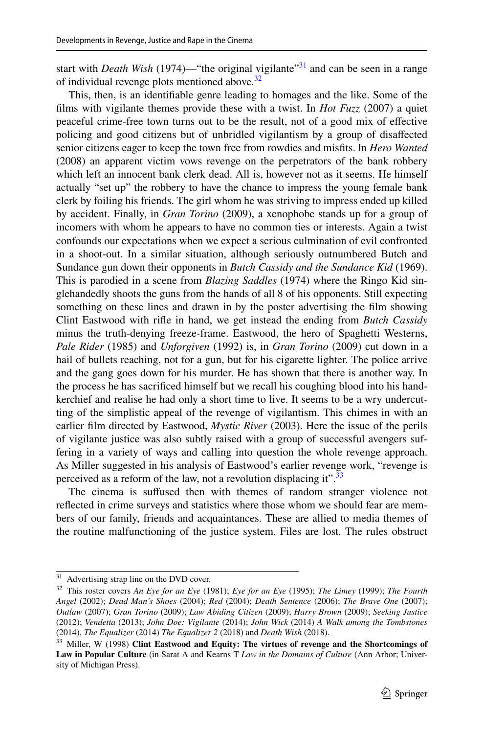start with *Death Wish* (1974)—"the original vigilante"[31] and can be seen in a range of individual revenge plots mentioned above.[32]

This, then, is an identifiable genre leading to homages and the like. Some of the films with vigilante themes provide these with a twist. In *Hot Fuzz* (2007) a quiet peaceful crime-free town turns out to be the result, not of a good mix of effective policing and good citizens but of unbridled vigilantism by a group of disaffected senior citizens eager to keep the town free from rowdies and misfits. ln *Hero Wanted* (2008) an apparent victim vows revenge on the perpetrators of the bank robbery which left an innocent bank clerk dead. All is, however not as it seems. He himself actually "set up" the robbery to have the chance to impress the young female bank clerk by foiling his friends. The girl whom he was striving to impress ended up killed by accident. Finally, in *Gran Torino* (2009), a xenophobe stands up for a group of incomers with whom he appears to have no common ties or interests. Again a twist confounds our expectations when we expect a serious culmination of evil confronted in a shoot-out. In a similar situation, although seriously outnumbered Butch and Sundance gun down their opponents in *Butch Cassidy and the Sundance Kid* (1969). This is parodied in a scene from *Blazing Saddles* (1974) where the Ringo Kid singlehandedly shoots the guns from the hands of all 8 of his opponents. Still expecting something on these lines and drawn in by the poster advertising the film showing Clint Eastwood with rifle in hand, we get instead the ending from *Butch Cassidy* minus the truth-denying freeze-frame. Eastwood, the hero of Spaghetti Westerns, *Pale Rider* (1985) and *Unforgiven* (1992) is, in *Gran Torino* (2009) cut down in a hail of bullets reaching, not for a gun, but for his cigarette lighter. The police arrive and the gang goes down for his murder. He has shown that there is another way. In the process he has sacrificed himself but we recall his coughing blood into his handkerchief and realise he had only a short time to live. It seems to be a wry undercutting of the simplistic appeal of the revenge of vigilantism. This chimes in with an earlier film directed by Eastwood, *Mystic River* (2003). Here the issue of the perils of vigilante justice was also subtly raised with a group of successful avengers suffering in a variety of ways and calling into question the whole revenge approach. As Miller suggested in his analysis of Eastwood's earlier revenge work, "revenge is perceived as a reform of the law, not a revolution displacing it".[33]

The cinema is suffused then with themes of random stranger violence not reflected in crime surveys and statistics where those whom we should fear are members of our family, friends and acquaintances. These are allied to media themes of the routine malfunctioning of the justice system. Files are lost. The rules obstruct

---

[31] Advertising strap line on the DVD cover.

[32] This roster covers *An Eye for an Eye* (1981); *Eye for an Eye* (1995); *The Limey* (1999); *The Fourth Angel* (2002); *Dead Man's Shoes* (2004); *Red* (2004); *Death Sentence* (2006); *The Brave One* (2007); *Outlaw* (2007); *Gran Torino* (2009); *Law Abiding Citizen* (2009); *Harry Brown* (2009); *Seeking Justice* (2012); *Vendetta* (2013); *John Doe: Vigilante* (2014); *John Wick* (2014) *A Walk among the Tombstones* (2014), *The Equalizer* (2014) *The Equalizer 2* (2018) and *Death Wish* (2018).

[33] Miller, W (1998) **Clint Eastwood and Equity: The virtues of revenge and the Shortcomings of Law in Popular Culture** (in Sarat A and Kearns T *Law in the Domains of Culture* (Ann Arbor; University of Michigan Press).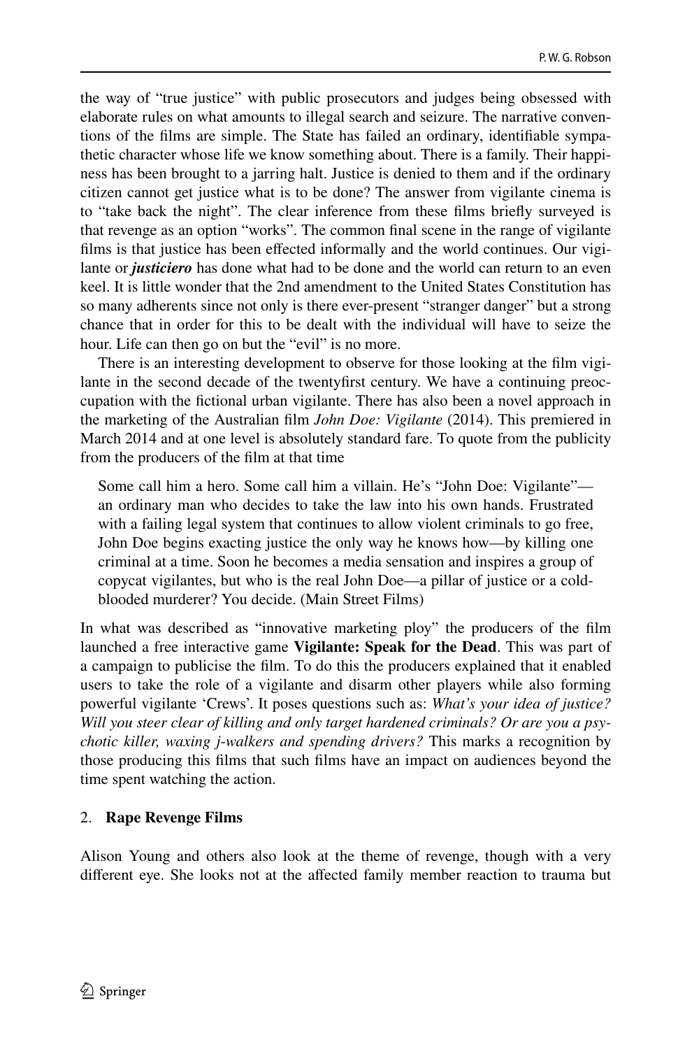the way of "true justice" with public prosecutors and judges being obsessed with elaborate rules on what amounts to illegal search and seizure. The narrative conventions of the films are simple. The State has failed an ordinary, identifiable sympathetic character whose life we know something about. There is a family. Their happiness has been brought to a jarring halt. Justice is denied to them and if the ordinary citizen cannot get justice what is to be done? The answer from vigilante cinema is to "take back the night". The clear inference from these films briefly surveyed is that revenge as an option "works". The common final scene in the range of vigilante films is that justice has been effected informally and the world continues. Our vigilante or ***justiciero*** has done what had to be done and the world can return to an even keel. It is little wonder that the 2nd amendment to the United States Constitution has so many adherents since not only is there ever-present "stranger danger" but a strong chance that in order for this to be dealt with the individual will have to seize the hour. Life can then go on but the "evil" is no more.

There is an interesting development to observe for those looking at the film vigilante in the second decade of the twentyfirst century. We have a continuing preoccupation with the fictional urban vigilante. There has also been a novel approach in the marketing of the Australian film *John Doe: Vigilante* (2014). This premiered in March 2014 and at one level is absolutely standard fare. To quote from the publicity from the producers of the film at that time

> Some call him a hero. Some call him a villain. He's "John Doe: Vigilante"—an ordinary man who decides to take the law into his own hands. Frustrated with a failing legal system that continues to allow violent criminals to go free, John Doe begins exacting justice the only way he knows how—by killing one criminal at a time. Soon he becomes a media sensation and inspires a group of copycat vigilantes, but who is the real John Doe—a pillar of justice or a cold-blooded murderer? You decide. (Main Street Films)

In what was described as "innovative marketing ploy" the producers of the film launched a free interactive game **Vigilante: Speak for the Dead**. This was part of a campaign to publicise the film. To do this the producers explained that it enabled users to take the role of a vigilante and disarm other players while also forming powerful vigilante 'Crews'. It poses questions such as: *What's your idea of justice? Will you steer clear of killing and only target hardened criminals? Or are you a psychotic killer, waxing j-walkers and spending drivers?* This marks a recognition by those producing this films that such films have an impact on audiences beyond the time spent watching the action.

2. **Rape Revenge Films**

Alison Young and others also look at the theme of revenge, though with a very different eye. She looks not at the affected family member reaction to trauma but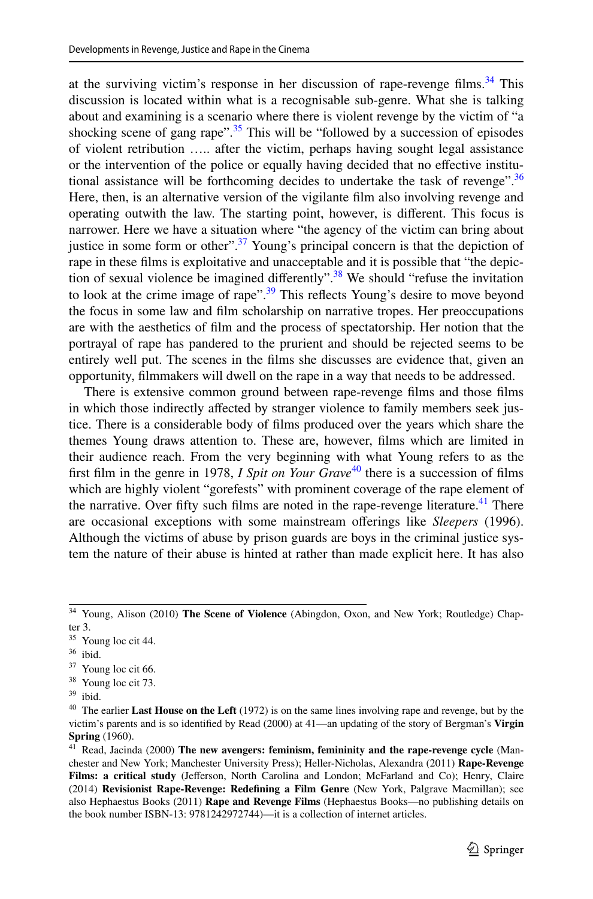at the surviving victim's response in her discussion of rape-revenge films.[34] This discussion is located within what is a recognisable sub-genre. What she is talking about and examining is a scenario where there is violent revenge by the victim of "a shocking scene of gang rape".[35] This will be "followed by a succession of episodes of violent retribution ….. after the victim, perhaps having sought legal assistance or the intervention of the police or equally having decided that no effective institutional assistance will be forthcoming decides to undertake the task of revenge".[36] Here, then, is an alternative version of the vigilante film also involving revenge and operating outwith the law. The starting point, however, is different. This focus is narrower. Here we have a situation where "the agency of the victim can bring about justice in some form or other".[37] Young's principal concern is that the depiction of rape in these films is exploitative and unacceptable and it is possible that "the depiction of sexual violence be imagined differently".[38] We should "refuse the invitation to look at the crime image of rape".[39] This reflects Young's desire to move beyond the focus in some law and film scholarship on narrative tropes. Her preoccupations are with the aesthetics of film and the process of spectatorship. Her notion that the portrayal of rape has pandered to the prurient and should be rejected seems to be entirely well put. The scenes in the films she discusses are evidence that, given an opportunity, filmmakers will dwell on the rape in a way that needs to be addressed.

There is extensive common ground between rape-revenge films and those films in which those indirectly affected by stranger violence to family members seek justice. There is a considerable body of films produced over the years which share the themes Young draws attention to. These are, however, films which are limited in their audience reach. From the very beginning with what Young refers to as the first film in the genre in 1978, *I Spit on Your Grave*[40] there is a succession of films which are highly violent "gorefests" with prominent coverage of the rape element of the narrative. Over fifty such films are noted in the rape-revenge literature.[41] There are occasional exceptions with some mainstream offerings like *Sleepers* (1996). Although the victims of abuse by prison guards are boys in the criminal justice system the nature of their abuse is hinted at rather than made explicit here. It has also

---

[34] Young, Alison (2010) **The Scene of Violence** (Abingdon, Oxon, and New York; Routledge) Chapter 3.

[35] Young loc cit 44.

[36] ibid.

[37] Young loc cit 66.

[38] Young loc cit 73.

[39] ibid.

[40] The earlier **Last House on the Left** (1972) is on the same lines involving rape and revenge, but by the victim's parents and is so identified by Read (2000) at 41—an updating of the story of Bergman's **Virgin Spring** (1960).

[41] Read, Jacinda (2000) **The new avengers: feminism, femininity and the rape-revenge cycle** (Manchester and New York; Manchester University Press); Heller-Nicholas, Alexandra (2011) **Rape-Revenge Films: a critical study** (Jefferson, North Carolina and London; McFarland and Co); Henry, Claire (2014) **Revisionist Rape-Revenge: Redefining a Film Genre** (New York, Palgrave Macmillan); see also Hephaestus Books (2011) **Rape and Revenge Films** (Hephaestus Books—no publishing details on the book number ISBN-13: 9781242972744)—it is a collection of internet articles.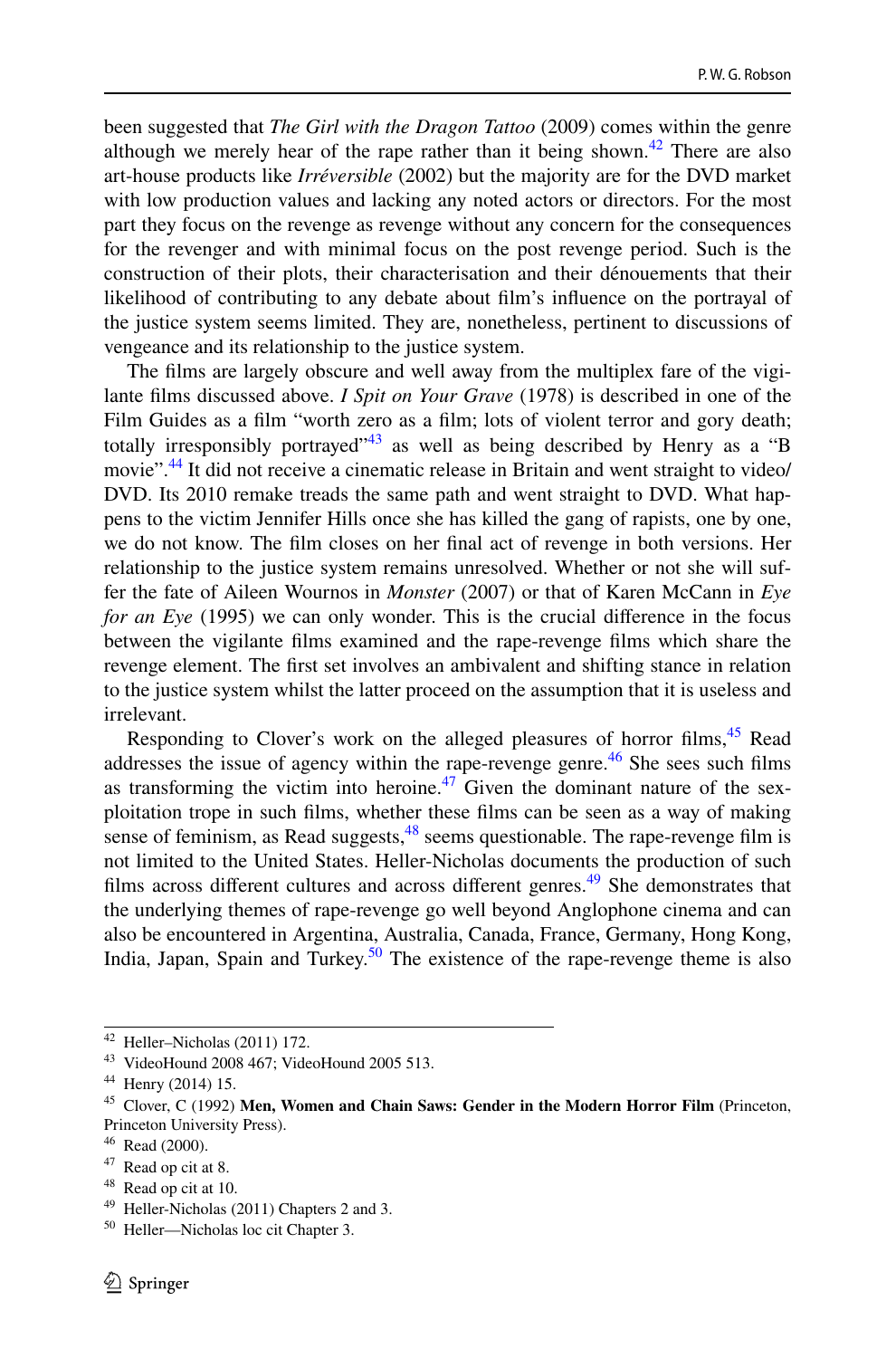been suggested that *The Girl with the Dragon Tattoo* (2009) comes within the genre although we merely hear of the rape rather than it being shown.[42] There are also art-house products like *Irréversible* (2002) but the majority are for the DVD market with low production values and lacking any noted actors or directors. For the most part they focus on the revenge as revenge without any concern for the consequences for the revenger and with minimal focus on the post revenge period. Such is the construction of their plots, their characterisation and their dénouements that their likelihood of contributing to any debate about film's influence on the portrayal of the justice system seems limited. They are, nonetheless, pertinent to discussions of vengeance and its relationship to the justice system.

The films are largely obscure and well away from the multiplex fare of the vigilante films discussed above. *I Spit on Your Grave* (1978) is described in one of the Film Guides as a film "worth zero as a film; lots of violent terror and gory death; totally irresponsibly portrayed"[43] as well as being described by Henry as a "B movie".[44] It did not receive a cinematic release in Britain and went straight to video/DVD. Its 2010 remake treads the same path and went straight to DVD. What happens to the victim Jennifer Hills once she has killed the gang of rapists, one by one, we do not know. The film closes on her final act of revenge in both versions. Her relationship to the justice system remains unresolved. Whether or not she will suffer the fate of Aileen Wournos in *Monster* (2007) or that of Karen McCann in *Eye for an Eye* (1995) we can only wonder. This is the crucial difference in the focus between the vigilante films examined and the rape-revenge films which share the revenge element. The first set involves an ambivalent and shifting stance in relation to the justice system whilst the latter proceed on the assumption that it is useless and irrelevant.

Responding to Clover's work on the alleged pleasures of horror films,[45] Read addresses the issue of agency within the rape-revenge genre.[46] She sees such films as transforming the victim into heroine.[47] Given the dominant nature of the sexploitation trope in such films, whether these films can be seen as a way of making sense of feminism, as Read suggests,[48] seems questionable. The rape-revenge film is not limited to the United States. Heller-Nicholas documents the production of such films across different cultures and across different genres.[49] She demonstrates that the underlying themes of rape-revenge go well beyond Anglophone cinema and can also be encountered in Argentina, Australia, Canada, France, Germany, Hong Kong, India, Japan, Spain and Turkey.[50] The existence of the rape-revenge theme is also

---

[42] Heller–Nicholas (2011) 172.

[43] VideoHound 2008 467; VideoHound 2005 513.

[44] Henry (2014) 15.

[45] Clover, C (1992) **Men, Women and Chain Saws: Gender in the Modern Horror Film** (Princeton, Princeton University Press).

[46] Read (2000).

[47] Read op cit at 8.

[48] Read op cit at 10.

[49] Heller-Nicholas (2011) Chapters 2 and 3.

[50] Heller—Nicholas loc cit Chapter 3.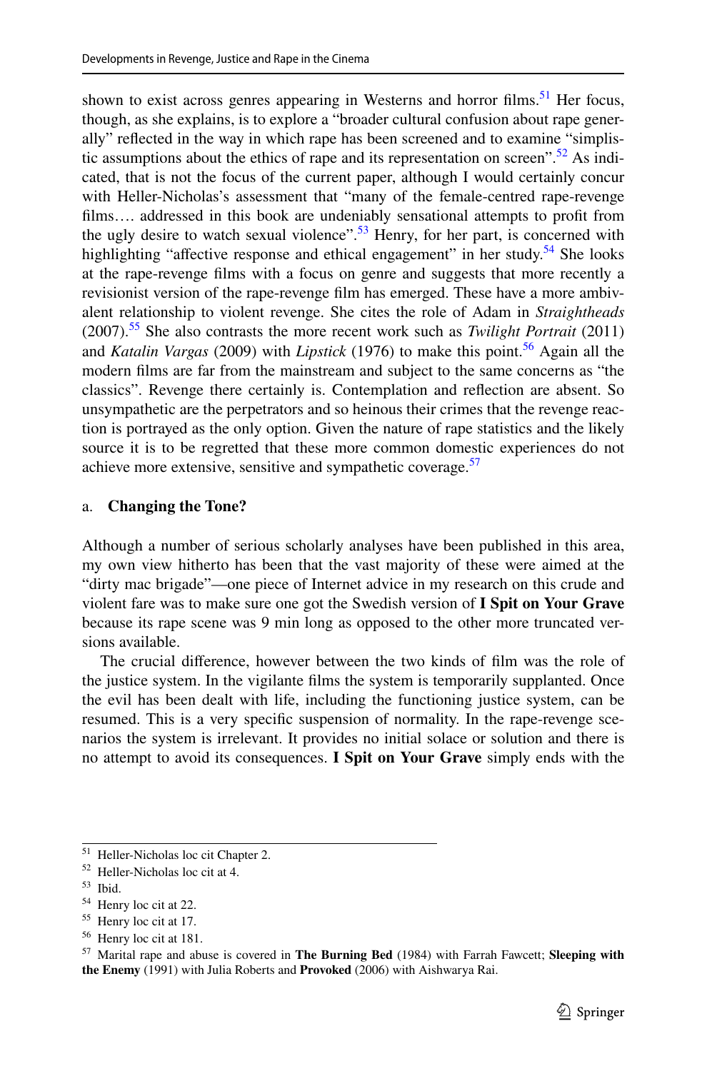shown to exist across genres appearing in Westerns and horror films.[51] Her focus, though, as she explains, is to explore a "broader cultural confusion about rape generally" reflected in the way in which rape has been screened and to examine "simplistic assumptions about the ethics of rape and its representation on screen".[52] As indicated, that is not the focus of the current paper, although I would certainly concur with Heller-Nicholas's assessment that "many of the female-centred rape-revenge films…. addressed in this book are undeniably sensational attempts to profit from the ugly desire to watch sexual violence".[53] Henry, for her part, is concerned with highlighting "affective response and ethical engagement" in her study.[54] She looks at the rape-revenge films with a focus on genre and suggests that more recently a revisionist version of the rape-revenge film has emerged. These have a more ambivalent relationship to violent revenge. She cites the role of Adam in *Straightheads* (2007).[55] She also contrasts the more recent work such as *Twilight Portrait* (2011) and *Katalin Vargas* (2009) with *Lipstick* (1976) to make this point.[56] Again all the modern films are far from the mainstream and subject to the same concerns as "the classics". Revenge there certainly is. Contemplation and reflection are absent. So unsympathetic are the perpetrators and so heinous their crimes that the revenge reaction is portrayed as the only option. Given the nature of rape statistics and the likely source it is to be regretted that these more common domestic experiences do not achieve more extensive, sensitive and sympathetic coverage.[57]

### a. Changing the Tone?

Although a number of serious scholarly analyses have been published in this area, my own view hitherto has been that the vast majority of these were aimed at the "dirty mac brigade"—one piece of Internet advice in my research on this crude and violent fare was to make sure one got the Swedish version of **I Spit on Your Grave** because its rape scene was 9 min long as opposed to the other more truncated versions available.

The crucial difference, however between the two kinds of film was the role of the justice system. In the vigilante films the system is temporarily supplanted. Once the evil has been dealt with life, including the functioning justice system, can be resumed. This is a very specific suspension of normality. In the rape-revenge scenarios the system is irrelevant. It provides no initial solace or solution and there is no attempt to avoid its consequences. **I Spit on Your Grave** simply ends with the

---

[51] Heller-Nicholas loc cit Chapter 2.

[52] Heller-Nicholas loc cit at 4.

[53] Ibid.

[54] Henry loc cit at 22.

[55] Henry loc cit at 17.

[56] Henry loc cit at 181.

[57] Marital rape and abuse is covered in **The Burning Bed** (1984) with Farrah Fawcett; **Sleeping with the Enemy** (1991) with Julia Roberts and **Provoked** (2006) with Aishwarya Rai.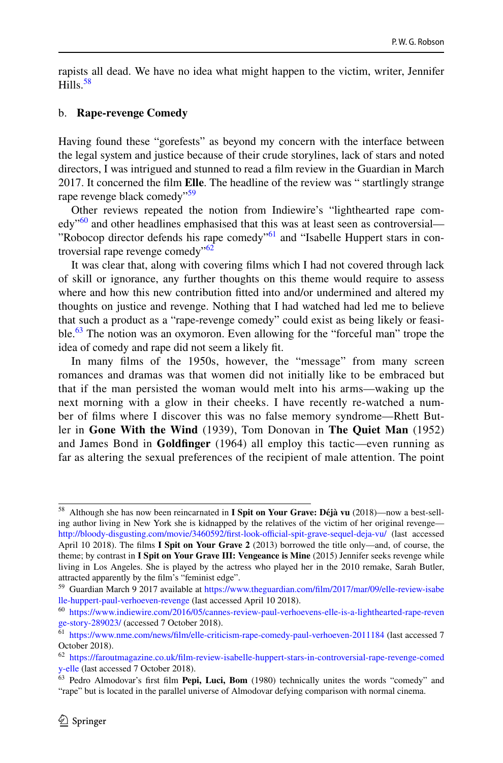rapists all dead. We have no idea what might happen to the victim, writer, Jennifer Hills.[58]

b. **Rape-revenge Comedy**

Having found these "gorefests" as beyond my concern with the interface between the legal system and justice because of their crude storylines, lack of stars and noted directors, I was intrigued and stunned to read a film review in the Guardian in March 2017. It concerned the film **Elle**. The headline of the review was " startlingly strange rape revenge black comedy"[59]

Other reviews repeated the notion from Indiewire's "lighthearted rape comedy"[60] and other headlines emphasised that this was at least seen as controversial—"Robocop director defends his rape comedy"[61] and "Isabelle Huppert stars in controversial rape revenge comedy"[62]

It was clear that, along with covering films which I had not covered through lack of skill or ignorance, any further thoughts on this theme would require to assess where and how this new contribution fitted into and/or undermined and altered my thoughts on justice and revenge. Nothing that I had watched had led me to believe that such a product as a "rape-revenge comedy" could exist as being likely or feasible.[63] The notion was an oxymoron. Even allowing for the "forceful man" trope the idea of comedy and rape did not seem a likely fit.

In many films of the 1950s, however, the "message" from many screen romances and dramas was that women did not initially like to be embraced but that if the man persisted the woman would melt into his arms—waking up the next morning with a glow in their cheeks. I have recently re-watched a number of films where I discover this was no false memory syndrome—Rhett Butler in **Gone With the Wind** (1939), Tom Donovan in **The Quiet Man** (1952) and James Bond in **Goldfinger** (1964) all employ this tactic—even running as far as altering the sexual preferences of the recipient of male attention. The point

---

[58] Although she has now been reincarnated in **I Spit on Your Grave: Déjà vu** (2018)—now a best-selling author living in New York she is kidnapped by the relatives of the victim of her original revenge—http://bloody-disgusting.com/movie/3460592/first-look-official-spit-grave-sequel-deja-vu/ (last accessed April 10 2018). The films **I Spit on Your Grave 2** (2013) borrowed the title only—and, of course, the theme; by contrast in **I Spit on Your Grave III: Vengeance is Mine** (2015) Jennifer seeks revenge while living in Los Angeles. She is played by the actress who played her in the 2010 remake, Sarah Butler, attracted apparently by the film's "feminist edge".

[59] Guardian March 9 2017 available at https://www.theguardian.com/film/2017/mar/09/elle-review-isabelle-huppert-paul-verhoeven-revenge (last accessed April 10 2018).

[60] https://www.indiewire.com/2016/05/cannes-review-paul-verhoevens-elle-is-a-lighthearted-rape-revenge-story-289023/ (accessed 7 October 2018).

[61] https://www.nme.com/news/film/elle-criticism-rape-comedy-paul-verhoeven-2011184 (last accessed 7 October 2018).

[62] https://faroutmagazine.co.uk/film-review-isabelle-huppert-stars-in-controversial-rape-revenge-comedy-elle (last accessed 7 October 2018).

[63] Pedro Almodovar's first film **Pepi, Luci, Bom** (1980) technically unites the words "comedy" and "rape" but is located in the parallel universe of Almodovar defying comparison with normal cinema.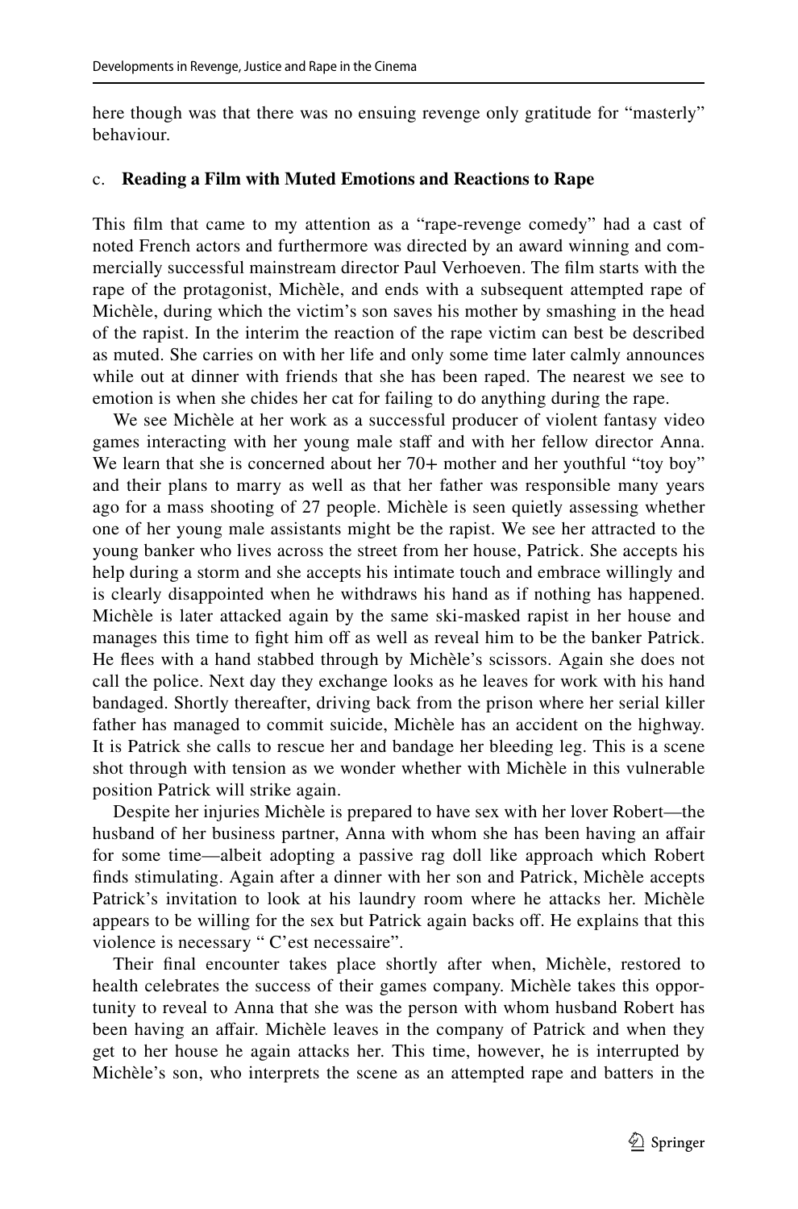here though was that there was no ensuing revenge only gratitude for "masterly" behaviour.

c. **Reading a Film with Muted Emotions and Reactions to Rape**

This film that came to my attention as a "rape-revenge comedy" had a cast of noted French actors and furthermore was directed by an award winning and commercially successful mainstream director Paul Verhoeven. The film starts with the rape of the protagonist, Michèle, and ends with a subsequent attempted rape of Michèle, during which the victim's son saves his mother by smashing in the head of the rapist. In the interim the reaction of the rape victim can best be described as muted. She carries on with her life and only some time later calmly announces while out at dinner with friends that she has been raped. The nearest we see to emotion is when she chides her cat for failing to do anything during the rape.

We see Michèle at her work as a successful producer of violent fantasy video games interacting with her young male staff and with her fellow director Anna. We learn that she is concerned about her 70+ mother and her youthful "toy boy" and their plans to marry as well as that her father was responsible many years ago for a mass shooting of 27 people. Michèle is seen quietly assessing whether one of her young male assistants might be the rapist. We see her attracted to the young banker who lives across the street from her house, Patrick. She accepts his help during a storm and she accepts his intimate touch and embrace willingly and is clearly disappointed when he withdraws his hand as if nothing has happened. Michèle is later attacked again by the same ski-masked rapist in her house and manages this time to fight him off as well as reveal him to be the banker Patrick. He flees with a hand stabbed through by Michèle's scissors. Again she does not call the police. Next day they exchange looks as he leaves for work with his hand bandaged. Shortly thereafter, driving back from the prison where her serial killer father has managed to commit suicide, Michèle has an accident on the highway. It is Patrick she calls to rescue her and bandage her bleeding leg. This is a scene shot through with tension as we wonder whether with Michèle in this vulnerable position Patrick will strike again.

Despite her injuries Michèle is prepared to have sex with her lover Robert—the husband of her business partner, Anna with whom she has been having an affair for some time—albeit adopting a passive rag doll like approach which Robert finds stimulating. Again after a dinner with her son and Patrick, Michèle accepts Patrick's invitation to look at his laundry room where he attacks her. Michèle appears to be willing for the sex but Patrick again backs off. He explains that this violence is necessary " C'est necessaire".

Their final encounter takes place shortly after when, Michèle, restored to health celebrates the success of their games company. Michèle takes this opportunity to reveal to Anna that she was the person with whom husband Robert has been having an affair. Michèle leaves in the company of Patrick and when they get to her house he again attacks her. This time, however, he is interrupted by Michèle's son, who interprets the scene as an attempted rape and batters in the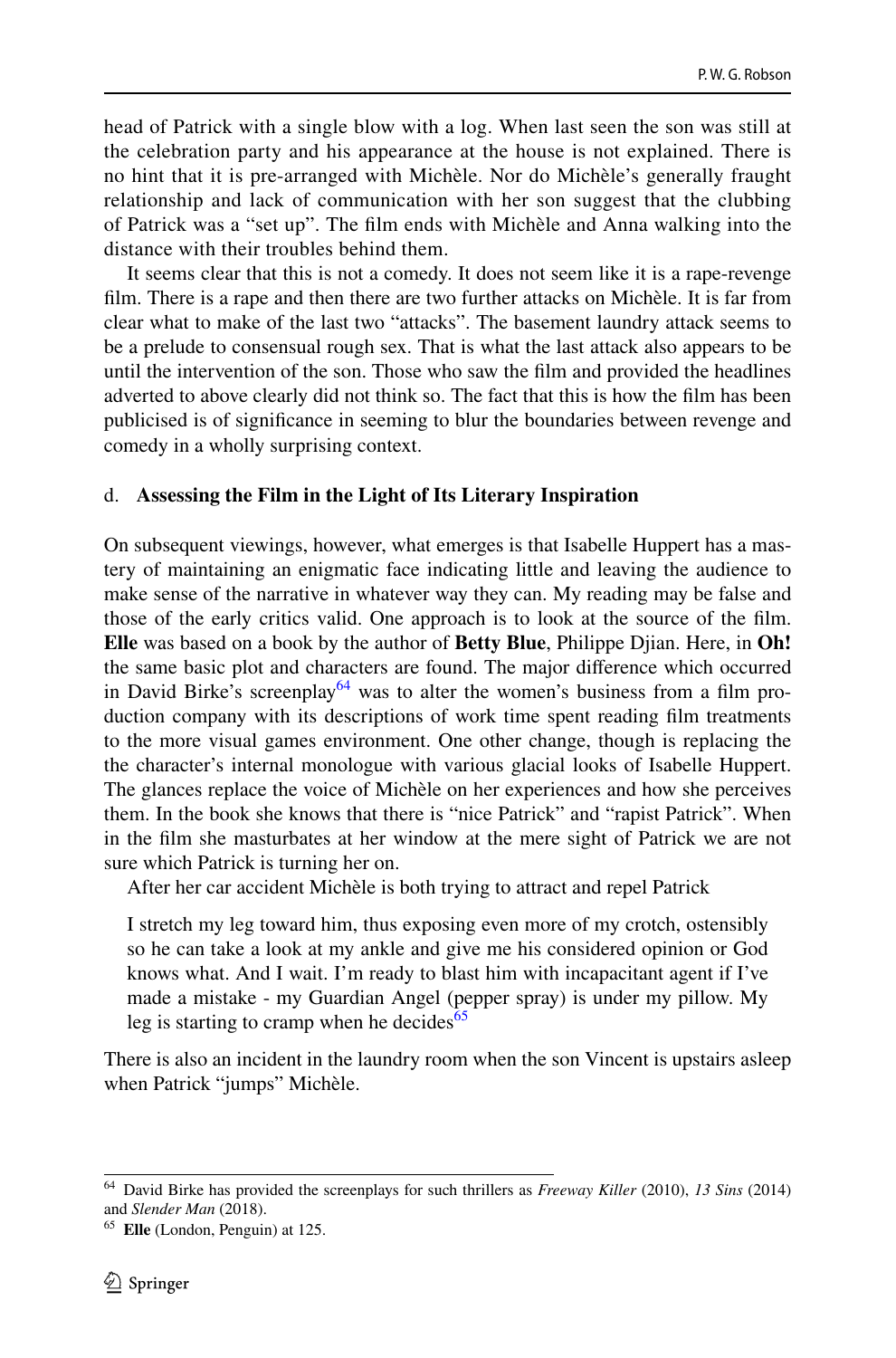head of Patrick with a single blow with a log. When last seen the son was still at the celebration party and his appearance at the house is not explained. There is no hint that it is pre-arranged with Michèle. Nor do Michèle's generally fraught relationship and lack of communication with her son suggest that the clubbing of Patrick was a "set up". The film ends with Michèle and Anna walking into the distance with their troubles behind them.

It seems clear that this is not a comedy. It does not seem like it is a rape-revenge film. There is a rape and then there are two further attacks on Michèle. It is far from clear what to make of the last two "attacks". The basement laundry attack seems to be a prelude to consensual rough sex. That is what the last attack also appears to be until the intervention of the son. Those who saw the film and provided the headlines adverted to above clearly did not think so. The fact that this is how the film has been publicised is of significance in seeming to blur the boundaries between revenge and comedy in a wholly surprising context.

### d. **Assessing the Film in the Light of Its Literary Inspiration**

On subsequent viewings, however, what emerges is that Isabelle Huppert has a mastery of maintaining an enigmatic face indicating little and leaving the audience to make sense of the narrative in whatever way they can. My reading may be false and those of the early critics valid. One approach is to look at the source of the film. **Elle** was based on a book by the author of **Betty Blue**, Philippe Djian. Here, in **Oh!** the same basic plot and characters are found. The major difference which occurred in David Birke's screenplay[64] was to alter the women's business from a film production company with its descriptions of work time spent reading film treatments to the more visual games environment. One other change, though is replacing the the character's internal monologue with various glacial looks of Isabelle Huppert. The glances replace the voice of Michèle on her experiences and how she perceives them. In the book she knows that there is "nice Patrick" and "rapist Patrick". When in the film she masturbates at her window at the mere sight of Patrick we are not sure which Patrick is turning her on.

After her car accident Michèle is both trying to attract and repel Patrick

> I stretch my leg toward him, thus exposing even more of my crotch, ostensibly so he can take a look at my ankle and give me his considered opinion or God knows what. And I wait. I'm ready to blast him with incapacitant agent if I've made a mistake - my Guardian Angel (pepper spray) is under my pillow. My leg is starting to cramp when he decides[65]

There is also an incident in the laundry room when the son Vincent is upstairs asleep when Patrick "jumps" Michèle.

---

[64] David Birke has provided the screenplays for such thrillers as *Freeway Killer* (2010), *13 Sins* (2014) and *Slender Man* (2018).

[65] **Elle** (London, Penguin) at 125.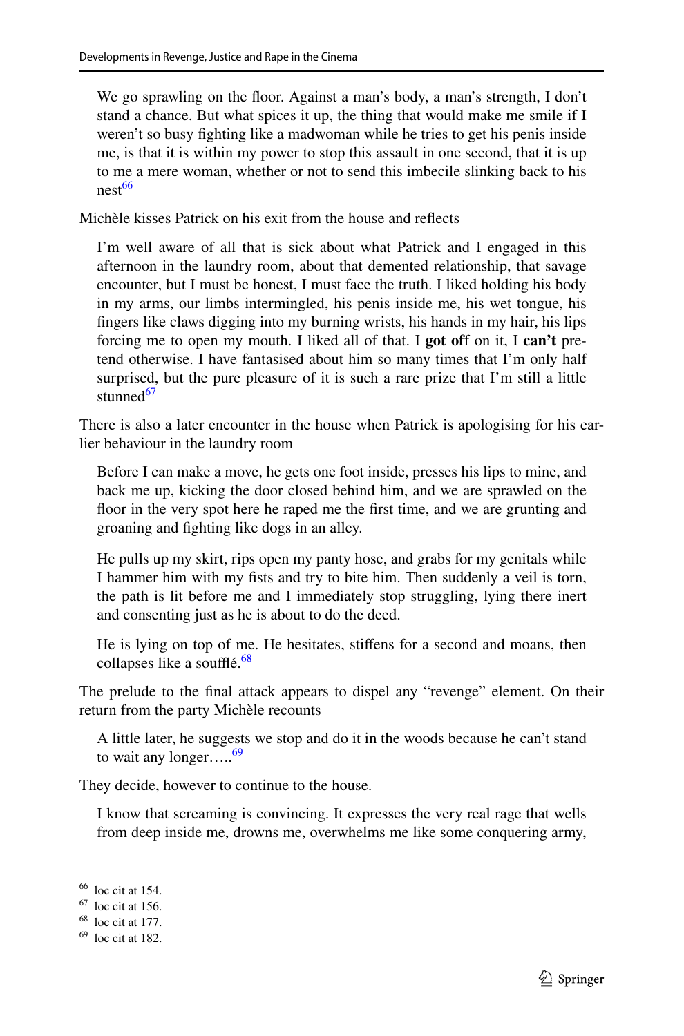We go sprawling on the floor. Against a man's body, a man's strength, I don't stand a chance. But what spices it up, the thing that would make me smile if I weren't so busy fighting like a madwoman while he tries to get his penis inside me, is that it is within my power to stop this assault in one second, that it is up to me a mere woman, whether or not to send this imbecile slinking back to his nest[66]

Michèle kisses Patrick on his exit from the house and reflects

> I'm well aware of all that is sick about what Patrick and I engaged in this afternoon in the laundry room, about that demented relationship, that savage encounter, but I must be honest, I must face the truth. I liked holding his body in my arms, our limbs intermingled, his penis inside me, his wet tongue, his fingers like claws digging into my burning wrists, his hands in my hair, his lips forcing me to open my mouth. I liked all of that. I **got off** on it, I **can't** pretend otherwise. I have fantasised about him so many times that I'm only half surprised, but the pure pleasure of it is such a rare prize that I'm still a little stunned[67]

There is also a later encounter in the house when Patrick is apologising for his earlier behaviour in the laundry room

> Before I can make a move, he gets one foot inside, presses his lips to mine, and back me up, kicking the door closed behind him, and we are sprawled on the floor in the very spot here he raped me the first time, and we are grunting and groaning and fighting like dogs in an alley.
>
> He pulls up my skirt, rips open my panty hose, and grabs for my genitals while I hammer him with my fists and try to bite him. Then suddenly a veil is torn, the path is lit before me and I immediately stop struggling, lying there inert and consenting just as he is about to do the deed.
>
> He is lying on top of me. He hesitates, stiffens for a second and moans, then collapses like a soufflé.[68]

The prelude to the final attack appears to dispel any "revenge" element. On their return from the party Michèle recounts

> A little later, he suggests we stop and do it in the woods because he can't stand to wait any longer…..[69]

They decide, however to continue to the house.

> I know that screaming is convincing. It expresses the very real rage that wells from deep inside me, drowns me, overwhelms me like some conquering army,

---

[66] loc cit at 154.

[67] loc cit at 156.

[68] loc cit at 177.

[69] loc cit at 182.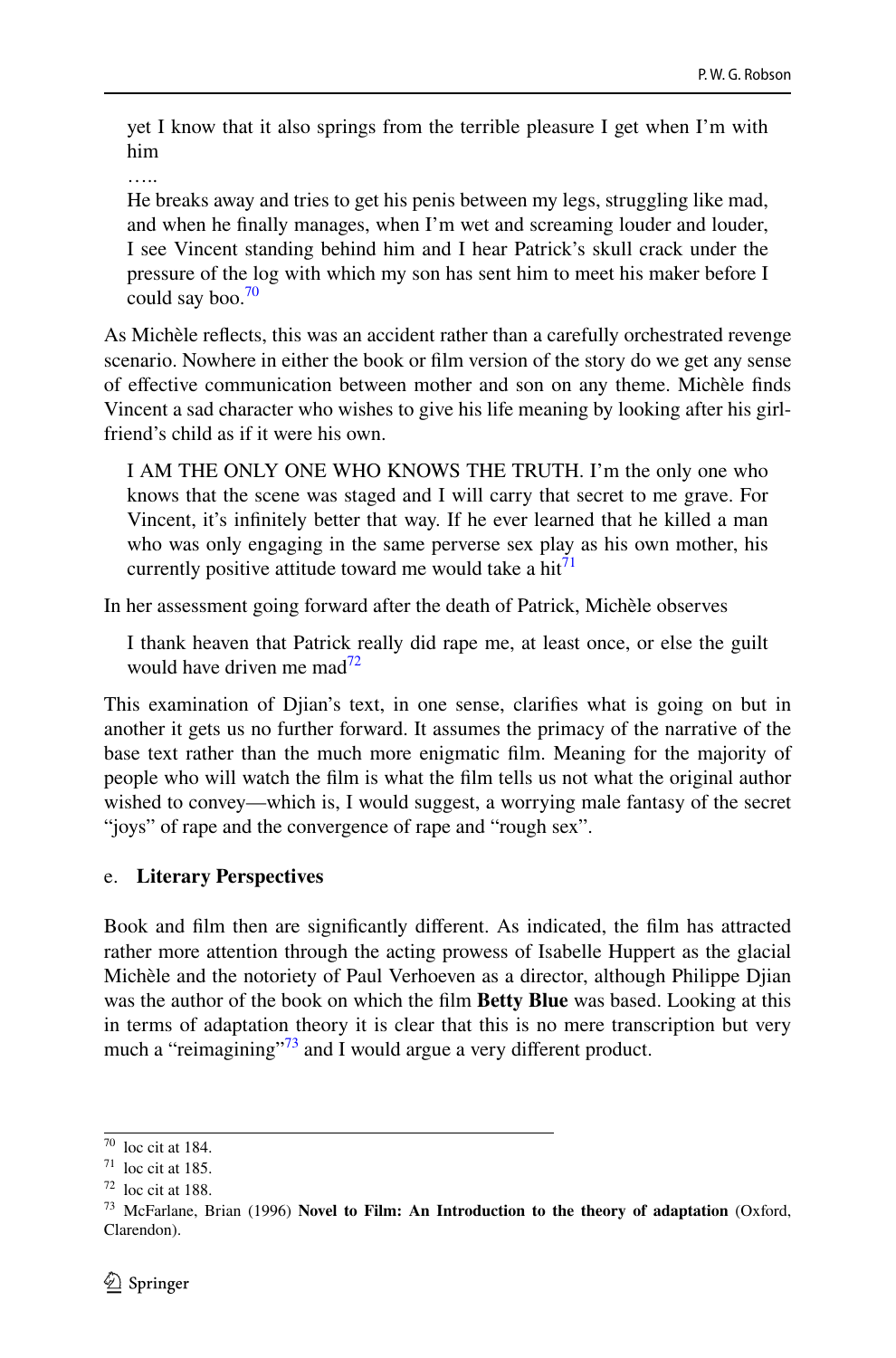> yet I know that it also springs from the terrible pleasure I get when I'm with him
>
> …..
>
> He breaks away and tries to get his penis between my legs, struggling like mad, and when he finally manages, when I'm wet and screaming louder and louder, I see Vincent standing behind him and I hear Patrick's skull crack under the pressure of the log with which my son has sent him to meet his maker before I could say boo.[70]

As Michèle reflects, this was an accident rather than a carefully orchestrated revenge scenario. Nowhere in either the book or film version of the story do we get any sense of effective communication between mother and son on any theme. Michèle finds Vincent a sad character who wishes to give his life meaning by looking after his girlfriend's child as if it were his own.

> I AM THE ONLY ONE WHO KNOWS THE TRUTH. I'm the only one who knows that the scene was staged and I will carry that secret to me grave. For Vincent, it's infinitely better that way. If he ever learned that he killed a man who was only engaging in the same perverse sex play as his own mother, his currently positive attitude toward me would take a hit[71]

In her assessment going forward after the death of Patrick, Michèle observes

> I thank heaven that Patrick really did rape me, at least once, or else the guilt would have driven me mad[72]

This examination of Djian's text, in one sense, clarifies what is going on but in another it gets us no further forward. It assumes the primacy of the narrative of the base text rather than the much more enigmatic film. Meaning for the majority of people who will watch the film is what the film tells us not what the original author wished to convey—which is, I would suggest, a worrying male fantasy of the secret "joys" of rape and the convergence of rape and "rough sex".

e. **Literary Perspectives**

Book and film then are significantly different. As indicated, the film has attracted rather more attention through the acting prowess of Isabelle Huppert as the glacial Michèle and the notoriety of Paul Verhoeven as a director, although Philippe Djian was the author of the book on which the film **Betty Blue** was based. Looking at this in terms of adaptation theory it is clear that this is no mere transcription but very much a "reimagining"[73] and I would argue a very different product.

---

[70] loc cit at 184.

[71] loc cit at 185.

[72] loc cit at 188.

[73] McFarlane, Brian (1996) **Novel to Film: An Introduction to the theory of adaptation** (Oxford, Clarendon).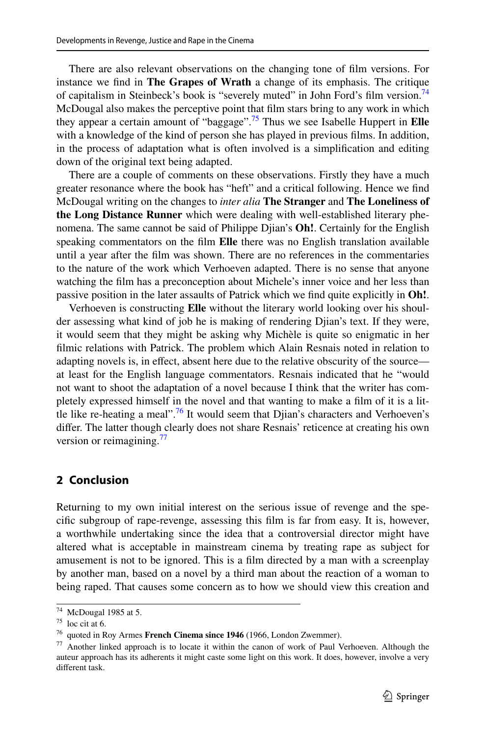There are also relevant observations on the changing tone of film versions. For instance we find in **The Grapes of Wrath** a change of its emphasis. The critique of capitalism in Steinbeck's book is "severely muted" in John Ford's film version.[74] McDougal also makes the perceptive point that film stars bring to any work in which they appear a certain amount of "baggage".[75] Thus we see Isabelle Huppert in **Elle** with a knowledge of the kind of person she has played in previous films. In addition, in the process of adaptation what is often involved is a simplification and editing down of the original text being adapted.

There are a couple of comments on these observations. Firstly they have a much greater resonance where the book has "heft" and a critical following. Hence we find McDougal writing on the changes to *inter alia* **The Stranger** and **The Loneliness of the Long Distance Runner** which were dealing with well-established literary phenomena. The same cannot be said of Philippe Djian's **Oh!**. Certainly for the English speaking commentators on the film **Elle** there was no English translation available until a year after the film was shown. There are no references in the commentaries to the nature of the work which Verhoeven adapted. There is no sense that anyone watching the film has a preconception about Michele's inner voice and her less than passive position in the later assaults of Patrick which we find quite explicitly in **Oh!**.

Verhoeven is constructing **Elle** without the literary world looking over his shoulder assessing what kind of job he is making of rendering Djian's text. If they were, it would seem that they might be asking why Michèle is quite so enigmatic in her filmic relations with Patrick. The problem which Alain Resnais noted in relation to adapting novels is, in effect, absent here due to the relative obscurity of the source—at least for the English language commentators. Resnais indicated that he "would not want to shoot the adaptation of a novel because I think that the writer has completely expressed himself in the novel and that wanting to make a film of it is a little like re-heating a meal".[76] It would seem that Djian's characters and Verhoeven's differ. The latter though clearly does not share Resnais' reticence at creating his own version or reimagining.[77]

## 2 Conclusion

Returning to my own initial interest on the serious issue of revenge and the specific subgroup of rape-revenge, assessing this film is far from easy. It is, however, a worthwhile undertaking since the idea that a controversial director might have altered what is acceptable in mainstream cinema by treating rape as subject for amusement is not to be ignored. This is a film directed by a man with a screenplay by another man, based on a novel by a third man about the reaction of a woman to being raped. That causes some concern as to how we should view this creation and

---

[74] McDougal 1985 at 5.

[75] loc cit at 6.

[76] quoted in Roy Armes **French Cinema since 1946** (1966, London Zwemmer).

[77] Another linked approach is to locate it within the canon of work of Paul Verhoeven. Although the auteur approach has its adherents it might caste some light on this work. It does, however, involve a very different task.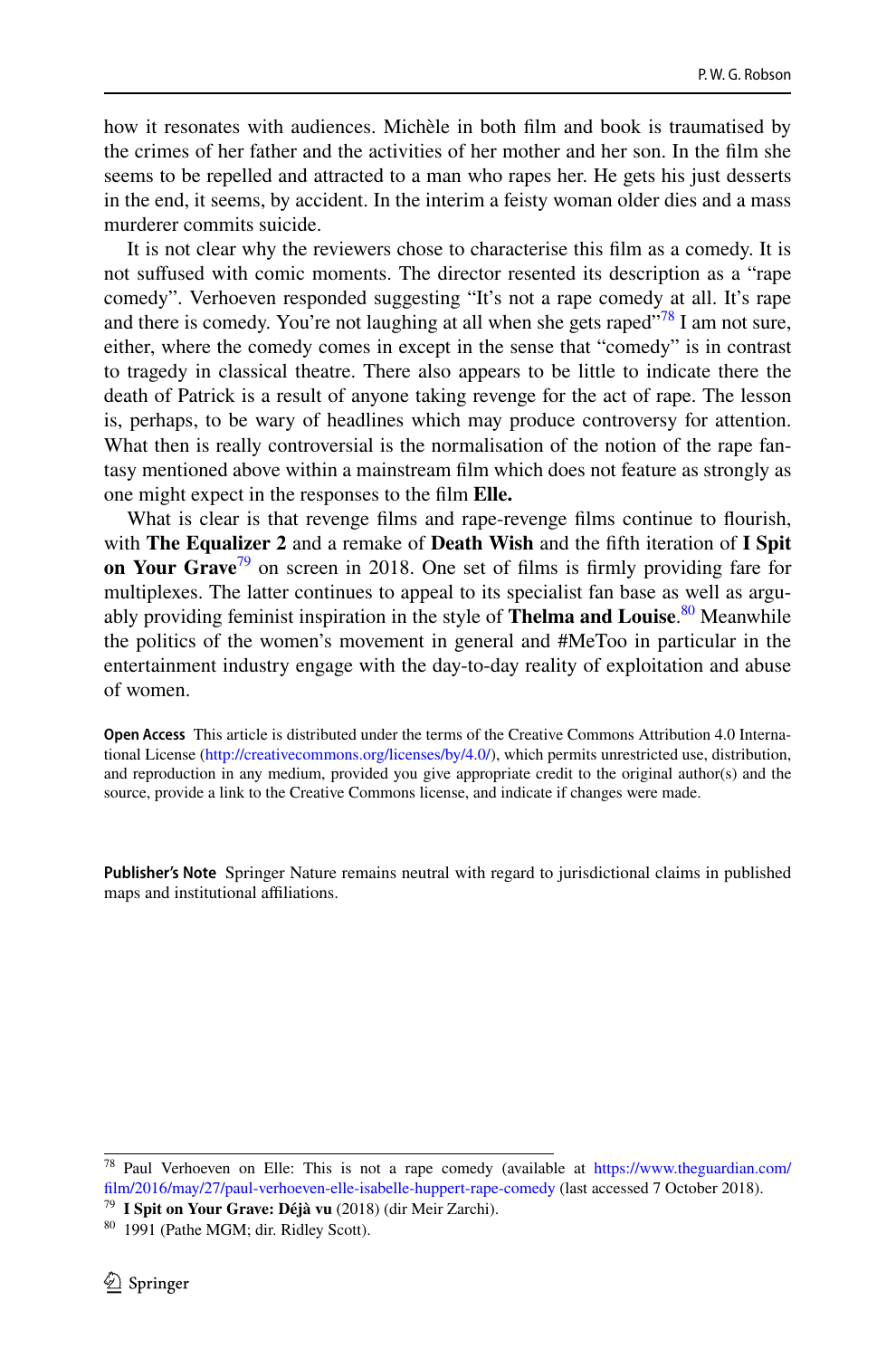how it resonates with audiences. Michèle in both film and book is traumatised by the crimes of her father and the activities of her mother and her son. In the film she seems to be repelled and attracted to a man who rapes her. He gets his just desserts in the end, it seems, by accident. In the interim a feisty woman older dies and a mass murderer commits suicide.

It is not clear why the reviewers chose to characterise this film as a comedy. It is not suffused with comic moments. The director resented its description as a "rape comedy". Verhoeven responded suggesting "It's not a rape comedy at all. It's rape and there is comedy. You're not laughing at all when she gets raped"[78] I am not sure, either, where the comedy comes in except in the sense that "comedy" is in contrast to tragedy in classical theatre. There also appears to be little to indicate there the death of Patrick is a result of anyone taking revenge for the act of rape. The lesson is, perhaps, to be wary of headlines which may produce controversy for attention. What then is really controversial is the normalisation of the notion of the rape fantasy mentioned above within a mainstream film which does not feature as strongly as one might expect in the responses to the film **Elle.**

What is clear is that revenge films and rape-revenge films continue to flourish, with **The Equalizer 2** and a remake of **Death Wish** and the fifth iteration of **I Spit on Your Grave**[79] on screen in 2018. One set of films is firmly providing fare for multiplexes. The latter continues to appeal to its specialist fan base as well as arguably providing feminist inspiration in the style of **Thelma and Louise**.[80] Meanwhile the politics of the women's movement in general and #MeToo in particular in the entertainment industry engage with the day-to-day reality of exploitation and abuse of women.

**Open Access** This article is distributed under the terms of the Creative Commons Attribution 4.0 International License (http://creativecommons.org/licenses/by/4.0/), which permits unrestricted use, distribution, and reproduction in any medium, provided you give appropriate credit to the original author(s) and the source, provide a link to the Creative Commons license, and indicate if changes were made.

**Publisher's Note** Springer Nature remains neutral with regard to jurisdictional claims in published maps and institutional affiliations.

---

[78] Paul Verhoeven on Elle: This is not a rape comedy (available at https://www.theguardian.com/film/2016/may/27/paul-verhoeven-elle-isabelle-huppert-rape-comedy (last accessed 7 October 2018).

[79] **I Spit on Your Grave: Déjà vu** (2018) (dir Meir Zarchi).

[80] 1991 (Pathe MGM; dir. Ridley Scott).